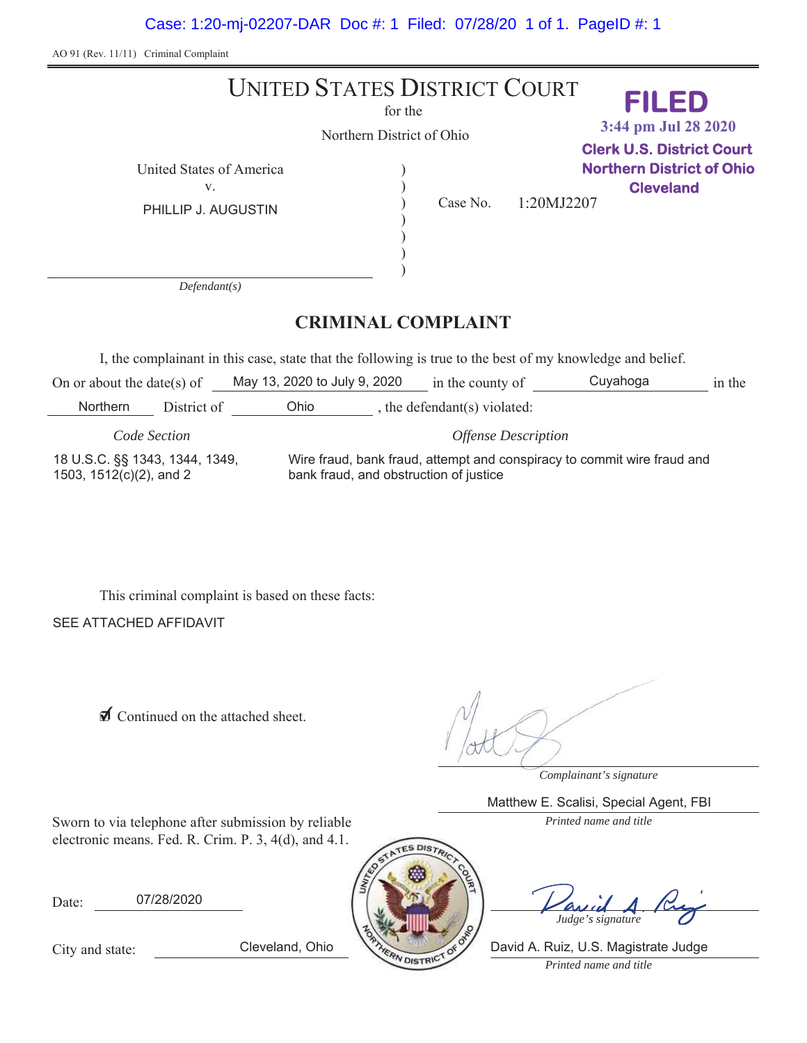AO 91 (Rev. 11/11) Criminal Complaint

# UNITED STATES DISTRICT COURT

for the

Northern District of Ohio

**FILED**
**3:44 pm Jul 28 2020**
**Clerk U.S. District Court**
**Northern District of Ohio**
**Cleveland**

United States of America
v.
PHILLIP J. AUGUSTIN

*Defendant(s)*

Case No. 1:20MJ2207

## CRIMINAL COMPLAINT

I, the complainant in this case, state that the following is true to the best of my knowledge and belief.

On or about the date(s) of May 13, 2020 to July 9, 2020 in the county of Cuyahoga in the Northern District of Ohio, the defendant(s) violated:

| *Code Section* | *Offense Description* |
|---|---|
| 18 U.S.C. §§ 1343, 1344, 1349, 1503, 1512(c)(2), and 2 | Wire fraud, bank fraud, attempt and conspiracy to commit wire fraud and bank fraud, and obstruction of justice |

This criminal complaint is based on these facts:

SEE ATTACHED AFFIDAVIT

☑ Continued on the attached sheet.

*Complainant's signature*

Matthew E. Scalisi, Special Agent, FBI

*Printed name and title*

Sworn to via telephone after submission by reliable electronic means. Fed. R. Crim. P. 3, 4(d), and 4.1.

Date: 07/28/2020

*Judge's signature*

City and state: Cleveland, Ohio

David A. Ruiz, U.S. Magistrate Judge

*Printed name and title*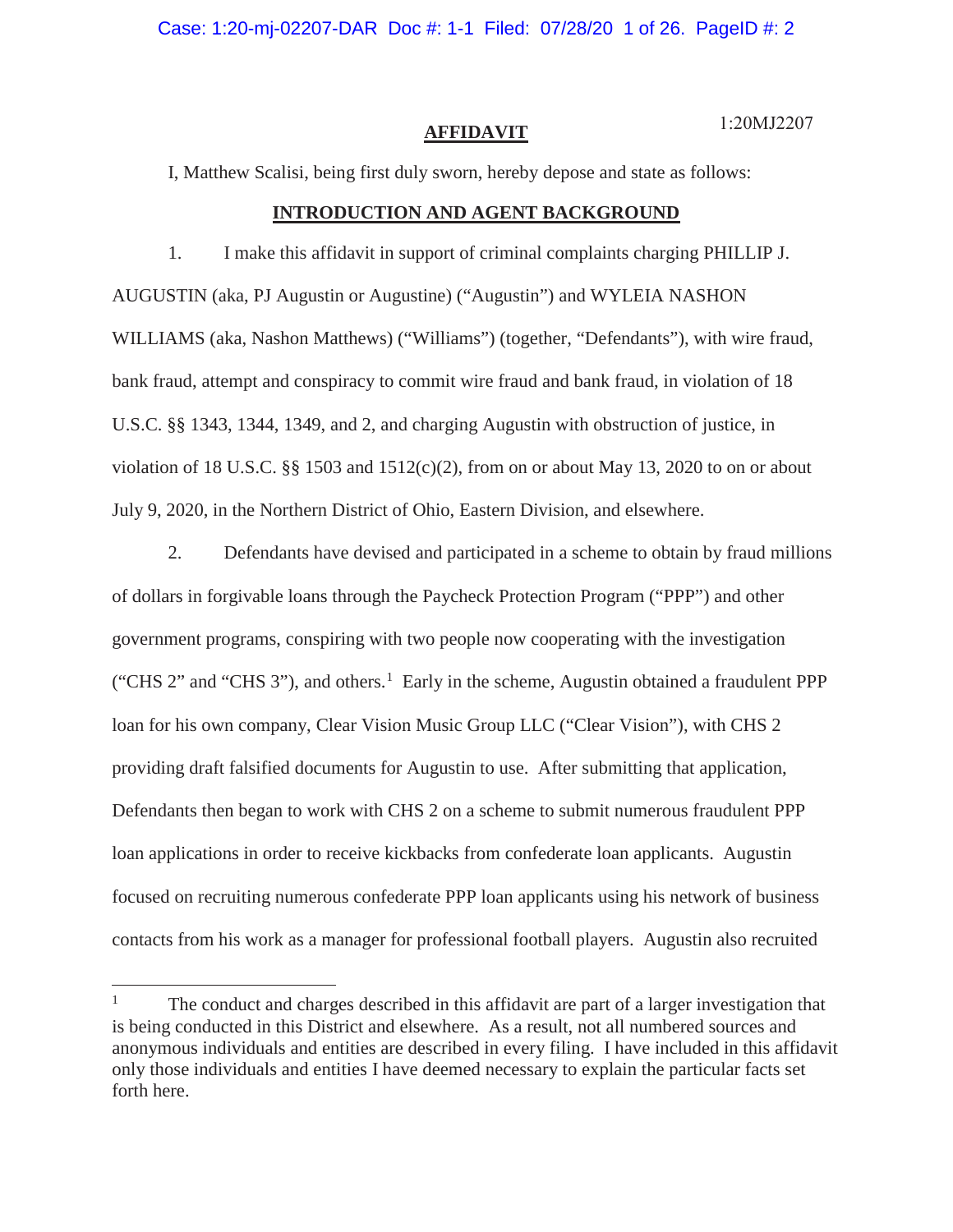1:20MJ2207

# AFFIDAVIT

I, Matthew Scalisi, being first duly sworn, hereby depose and state as follows:

## INTRODUCTION AND AGENT BACKGROUND

1. I make this affidavit in support of criminal complaints charging PHILLIP J. AUGUSTIN (aka, PJ Augustin or Augustine) ("Augustin") and WYLEIA NASHON WILLIAMS (aka, Nashon Matthews) ("Williams") (together, "Defendants"), with wire fraud, bank fraud, attempt and conspiracy to commit wire fraud and bank fraud, in violation of 18 U.S.C. §§ 1343, 1344, 1349, and 2, and charging Augustin with obstruction of justice, in violation of 18 U.S.C. §§ 1503 and 1512(c)(2), from on or about May 13, 2020 to on or about July 9, 2020, in the Northern District of Ohio, Eastern Division, and elsewhere.

2. Defendants have devised and participated in a scheme to obtain by fraud millions of dollars in forgivable loans through the Paycheck Protection Program ("PPP") and other government programs, conspiring with two people now cooperating with the investigation ("CHS 2" and "CHS 3"), and others.[1] Early in the scheme, Augustin obtained a fraudulent PPP loan for his own company, Clear Vision Music Group LLC ("Clear Vision"), with CHS 2 providing draft falsified documents for Augustin to use. After submitting that application, Defendants then began to work with CHS 2 on a scheme to submit numerous fraudulent PPP loan applications in order to receive kickbacks from confederate loan applicants. Augustin focused on recruiting numerous confederate PPP loan applicants using his network of business contacts from his work as a manager for professional football players. Augustin also recruited

[1] The conduct and charges described in this affidavit are part of a larger investigation that is being conducted in this District and elsewhere. As a result, not all numbered sources and anonymous individuals and entities are described in every filing. I have included in this affidavit only those individuals and entities I have deemed necessary to explain the particular facts set forth here.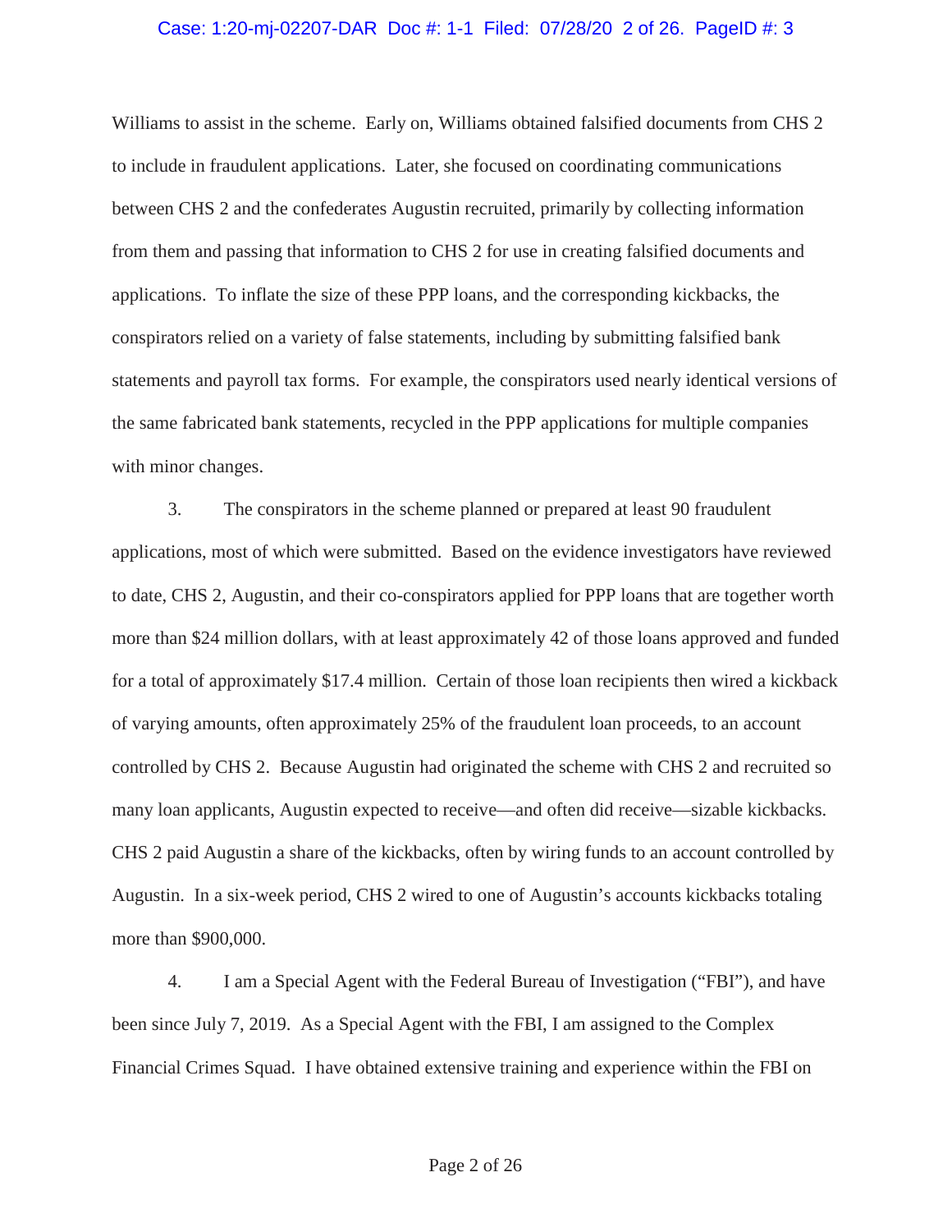Williams to assist in the scheme. Early on, Williams obtained falsified documents from CHS 2 to include in fraudulent applications. Later, she focused on coordinating communications between CHS 2 and the confederates Augustin recruited, primarily by collecting information from them and passing that information to CHS 2 for use in creating falsified documents and applications. To inflate the size of these PPP loans, and the corresponding kickbacks, the conspirators relied on a variety of false statements, including by submitting falsified bank statements and payroll tax forms. For example, the conspirators used nearly identical versions of the same fabricated bank statements, recycled in the PPP applications for multiple companies with minor changes.

3. The conspirators in the scheme planned or prepared at least 90 fraudulent applications, most of which were submitted. Based on the evidence investigators have reviewed to date, CHS 2, Augustin, and their co-conspirators applied for PPP loans that are together worth more than $24 million dollars, with at least approximately 42 of those loans approved and funded for a total of approximately $17.4 million. Certain of those loan recipients then wired a kickback of varying amounts, often approximately 25% of the fraudulent loan proceeds, to an account controlled by CHS 2. Because Augustin had originated the scheme with CHS 2 and recruited so many loan applicants, Augustin expected to receive—and often did receive—sizable kickbacks. CHS 2 paid Augustin a share of the kickbacks, often by wiring funds to an account controlled by Augustin. In a six-week period, CHS 2 wired to one of Augustin's accounts kickbacks totaling more than $900,000.

4. I am a Special Agent with the Federal Bureau of Investigation ("FBI"), and have been since July 7, 2019. As a Special Agent with the FBI, I am assigned to the Complex Financial Crimes Squad. I have obtained extensive training and experience within the FBI on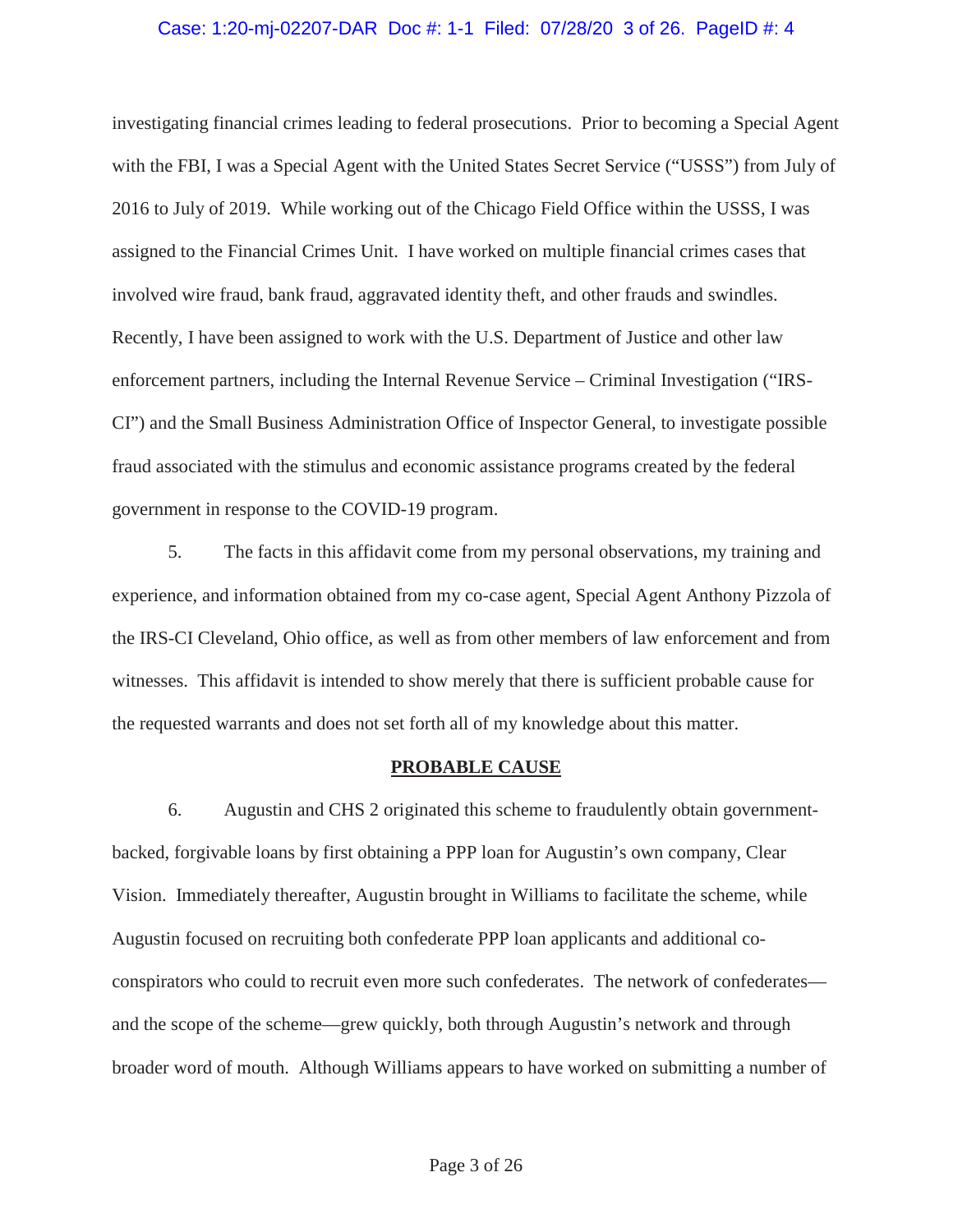investigating financial crimes leading to federal prosecutions. Prior to becoming a Special Agent with the FBI, I was a Special Agent with the United States Secret Service ("USSS") from July of 2016 to July of 2019. While working out of the Chicago Field Office within the USSS, I was assigned to the Financial Crimes Unit. I have worked on multiple financial crimes cases that involved wire fraud, bank fraud, aggravated identity theft, and other frauds and swindles. Recently, I have been assigned to work with the U.S. Department of Justice and other law enforcement partners, including the Internal Revenue Service – Criminal Investigation ("IRS-CI") and the Small Business Administration Office of Inspector General, to investigate possible fraud associated with the stimulus and economic assistance programs created by the federal government in response to the COVID-19 program.

5. The facts in this affidavit come from my personal observations, my training and experience, and information obtained from my co-case agent, Special Agent Anthony Pizzola of the IRS-CI Cleveland, Ohio office, as well as from other members of law enforcement and from witnesses. This affidavit is intended to show merely that there is sufficient probable cause for the requested warrants and does not set forth all of my knowledge about this matter.

## PROBABLE CAUSE

6. Augustin and CHS 2 originated this scheme to fraudulently obtain government-backed, forgivable loans by first obtaining a PPP loan for Augustin's own company, Clear Vision. Immediately thereafter, Augustin brought in Williams to facilitate the scheme, while Augustin focused on recruiting both confederate PPP loan applicants and additional co-conspirators who could to recruit even more such confederates. The network of confederates—and the scope of the scheme—grew quickly, both through Augustin's network and through broader word of mouth. Although Williams appears to have worked on submitting a number of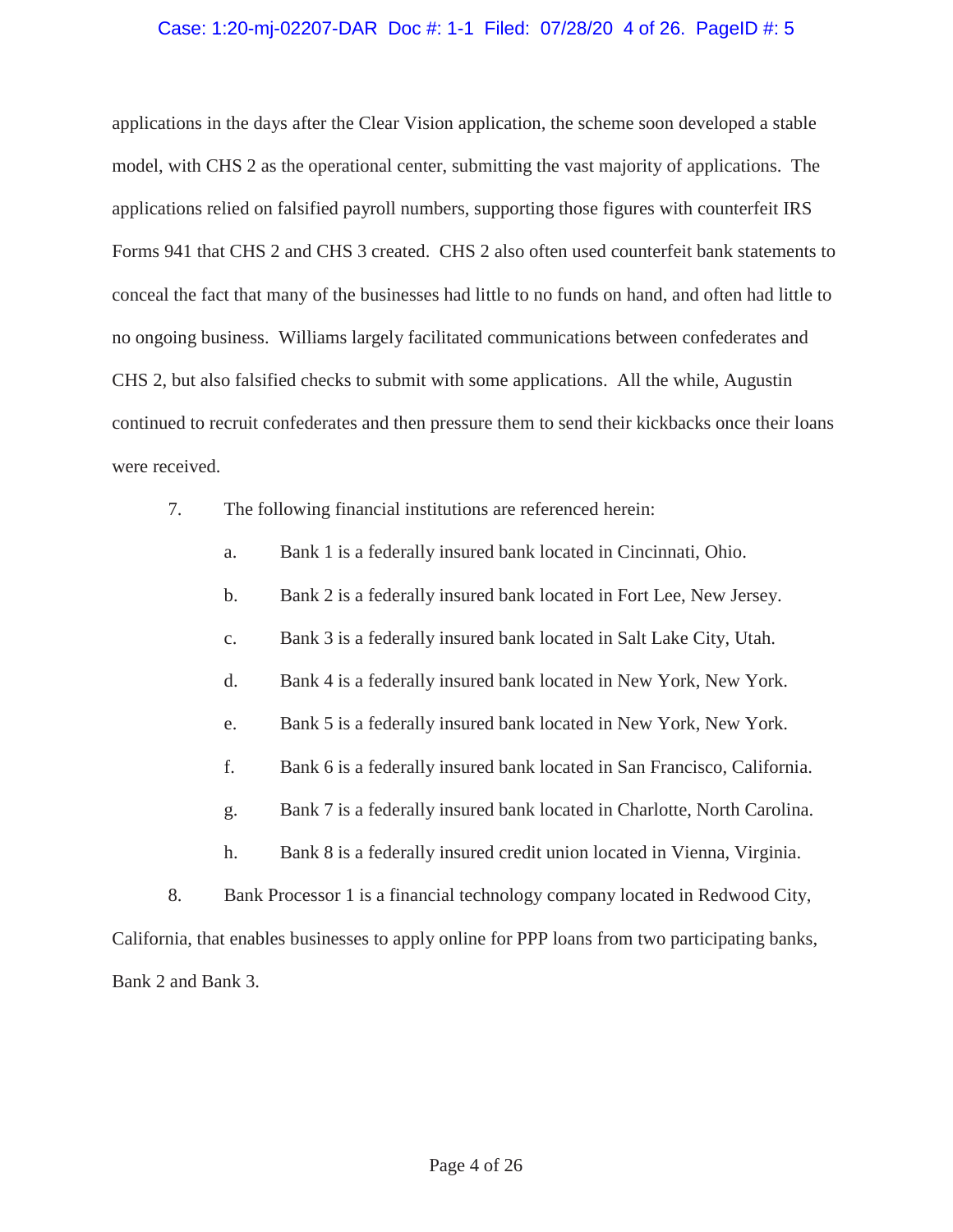applications in the days after the Clear Vision application, the scheme soon developed a stable model, with CHS 2 as the operational center, submitting the vast majority of applications. The applications relied on falsified payroll numbers, supporting those figures with counterfeit IRS Forms 941 that CHS 2 and CHS 3 created. CHS 2 also often used counterfeit bank statements to conceal the fact that many of the businesses had little to no funds on hand, and often had little to no ongoing business. Williams largely facilitated communications between confederates and CHS 2, but also falsified checks to submit with some applications. All the while, Augustin continued to recruit confederates and then pressure them to send their kickbacks once their loans were received.

7. The following financial institutions are referenced herein:

   a. Bank 1 is a federally insured bank located in Cincinnati, Ohio.

   b. Bank 2 is a federally insured bank located in Fort Lee, New Jersey.

   c. Bank 3 is a federally insured bank located in Salt Lake City, Utah.

   d. Bank 4 is a federally insured bank located in New York, New York.

   e. Bank 5 is a federally insured bank located in New York, New York.

   f. Bank 6 is a federally insured bank located in San Francisco, California.

   g. Bank 7 is a federally insured bank located in Charlotte, North Carolina.

   h. Bank 8 is a federally insured credit union located in Vienna, Virginia.

8. Bank Processor 1 is a financial technology company located in Redwood City, California, that enables businesses to apply online for PPP loans from two participating banks, Bank 2 and Bank 3.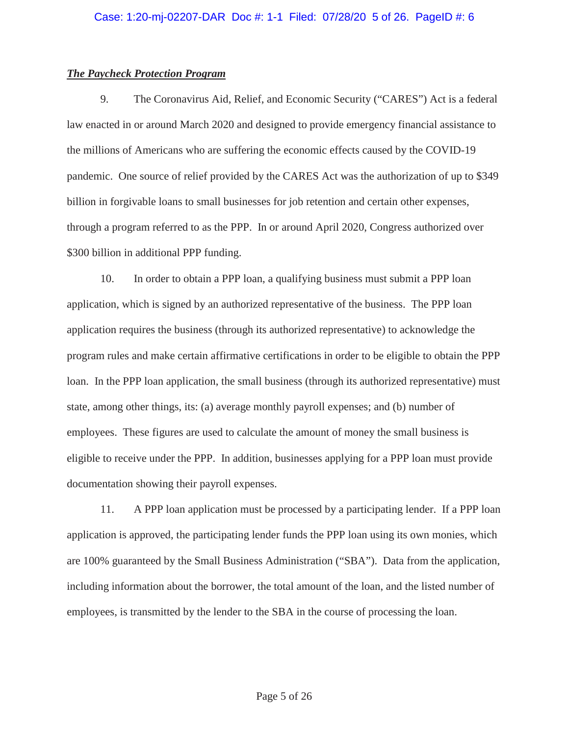***The Paycheck Protection Program***

9. The Coronavirus Aid, Relief, and Economic Security ("CARES") Act is a federal law enacted in or around March 2020 and designed to provide emergency financial assistance to the millions of Americans who are suffering the economic effects caused by the COVID-19 pandemic. One source of relief provided by the CARES Act was the authorization of up to $349 billion in forgivable loans to small businesses for job retention and certain other expenses, through a program referred to as the PPP. In or around April 2020, Congress authorized over $300 billion in additional PPP funding.

10. In order to obtain a PPP loan, a qualifying business must submit a PPP loan application, which is signed by an authorized representative of the business. The PPP loan application requires the business (through its authorized representative) to acknowledge the program rules and make certain affirmative certifications in order to be eligible to obtain the PPP loan. In the PPP loan application, the small business (through its authorized representative) must state, among other things, its: (a) average monthly payroll expenses; and (b) number of employees. These figures are used to calculate the amount of money the small business is eligible to receive under the PPP. In addition, businesses applying for a PPP loan must provide documentation showing their payroll expenses.

11. A PPP loan application must be processed by a participating lender. If a PPP loan application is approved, the participating lender funds the PPP loan using its own monies, which are 100% guaranteed by the Small Business Administration ("SBA"). Data from the application, including information about the borrower, the total amount of the loan, and the listed number of employees, is transmitted by the lender to the SBA in the course of processing the loan.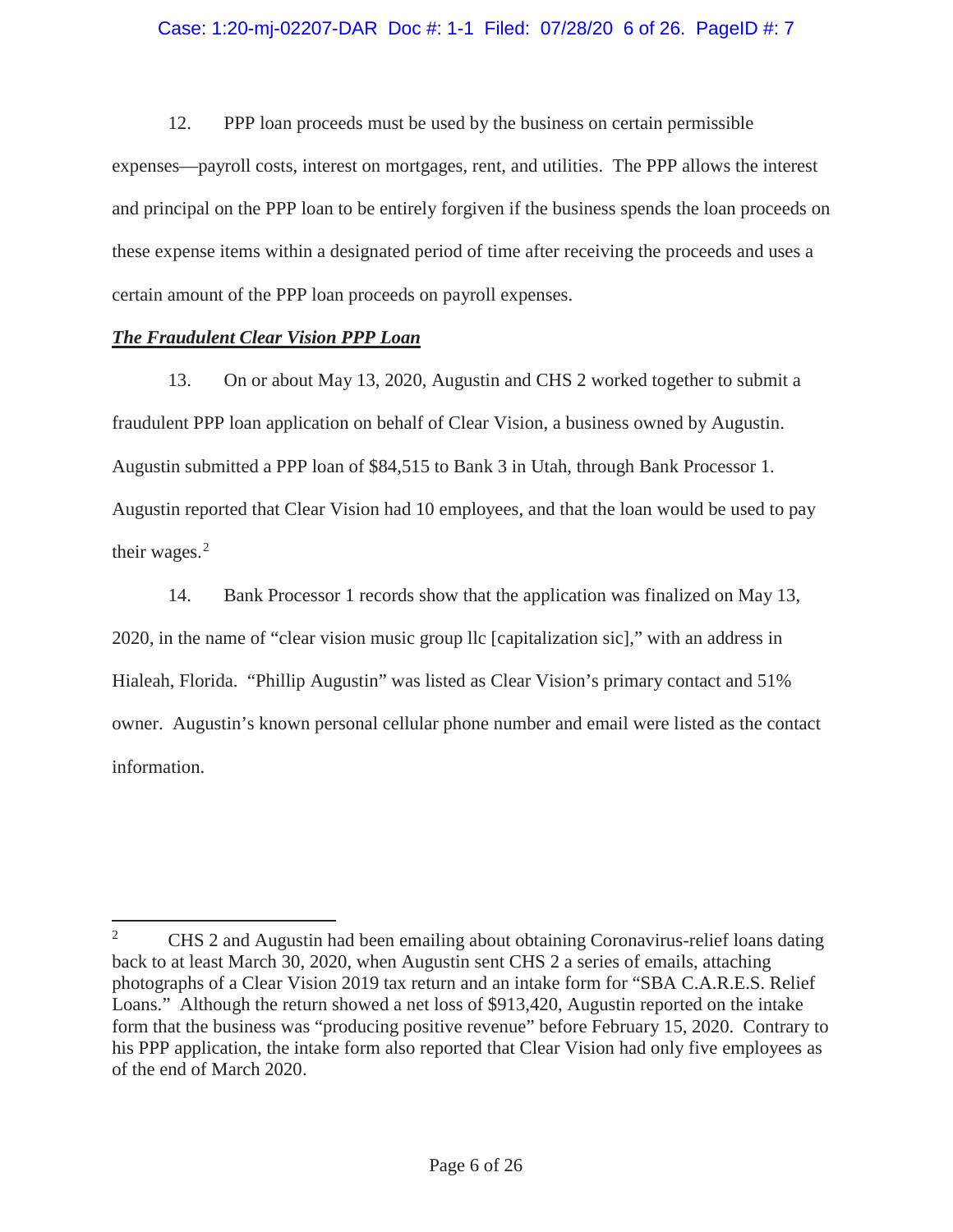12. PPP loan proceeds must be used by the business on certain permissible expenses—payroll costs, interest on mortgages, rent, and utilities. The PPP allows the interest and principal on the PPP loan to be entirely forgiven if the business spends the loan proceeds on these expense items within a designated period of time after receiving the proceeds and uses a certain amount of the PPP loan proceeds on payroll expenses.

***The Fraudulent Clear Vision PPP Loan***

13. On or about May 13, 2020, Augustin and CHS 2 worked together to submit a fraudulent PPP loan application on behalf of Clear Vision, a business owned by Augustin. Augustin submitted a PPP loan of $84,515 to Bank 3 in Utah, through Bank Processor 1. Augustin reported that Clear Vision had 10 employees, and that the loan would be used to pay their wages.[2]

14. Bank Processor 1 records show that the application was finalized on May 13, 2020, in the name of "clear vision music group llc [capitalization sic]," with an address in Hialeah, Florida. "Phillip Augustin" was listed as Clear Vision's primary contact and 51% owner. Augustin's known personal cellular phone number and email were listed as the contact information.

---

[2] CHS 2 and Augustin had been emailing about obtaining Coronavirus-relief loans dating back to at least March 30, 2020, when Augustin sent CHS 2 a series of emails, attaching photographs of a Clear Vision 2019 tax return and an intake form for "SBA C.A.R.E.S. Relief Loans." Although the return showed a net loss of $913,420, Augustin reported on the intake form that the business was "producing positive revenue" before February 15, 2020. Contrary to his PPP application, the intake form also reported that Clear Vision had only five employees as of the end of March 2020.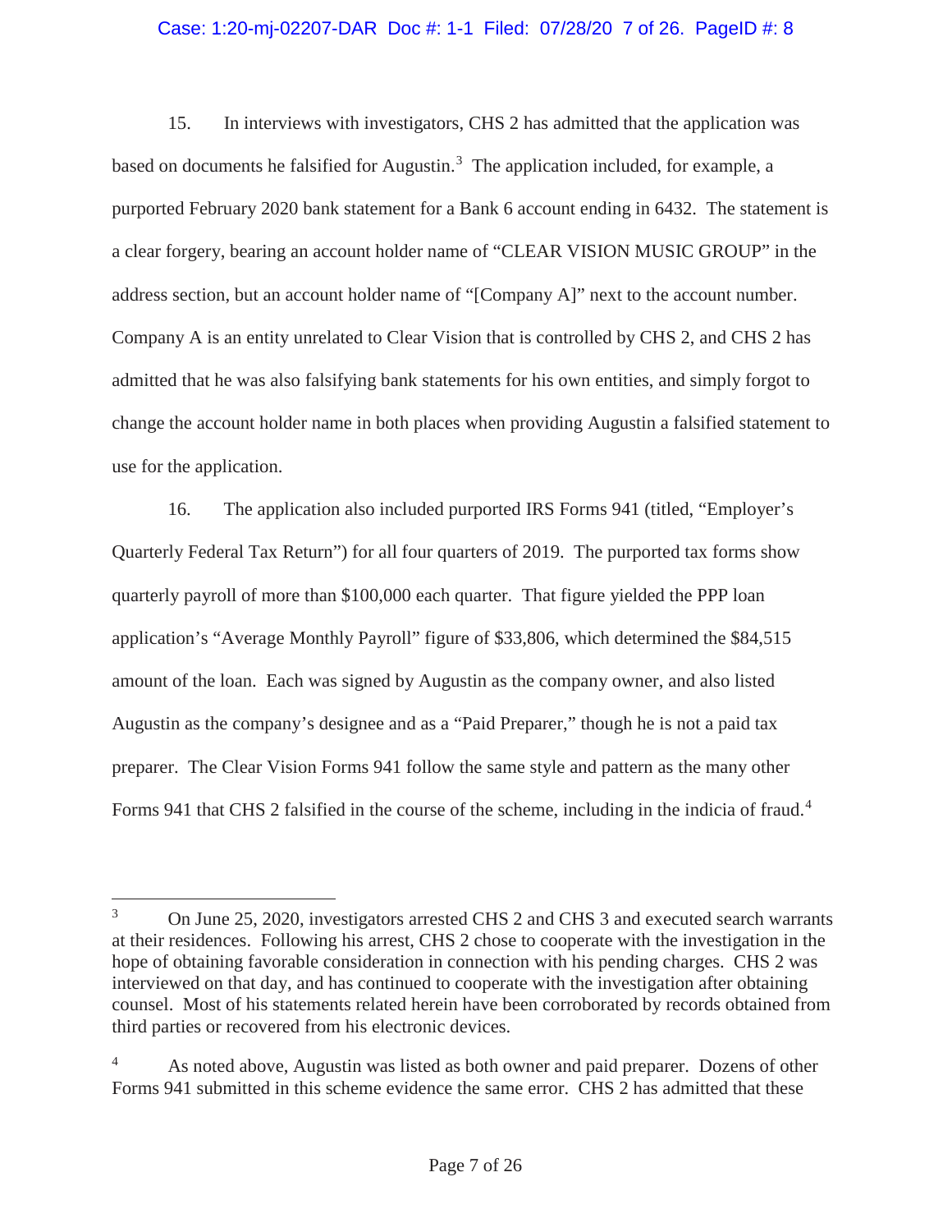15. In interviews with investigators, CHS 2 has admitted that the application was based on documents he falsified for Augustin.[3] The application included, for example, a purported February 2020 bank statement for a Bank 6 account ending in 6432. The statement is a clear forgery, bearing an account holder name of "CLEAR VISION MUSIC GROUP" in the address section, but an account holder name of "[Company A]" next to the account number. Company A is an entity unrelated to Clear Vision that is controlled by CHS 2, and CHS 2 has admitted that he was also falsifying bank statements for his own entities, and simply forgot to change the account holder name in both places when providing Augustin a falsified statement to use for the application.

16. The application also included purported IRS Forms 941 (titled, "Employer's Quarterly Federal Tax Return") for all four quarters of 2019. The purported tax forms show quarterly payroll of more than $100,000 each quarter. That figure yielded the PPP loan application's "Average Monthly Payroll" figure of $33,806, which determined the $84,515 amount of the loan. Each was signed by Augustin as the company owner, and also listed Augustin as the company's designee and as a "Paid Preparer," though he is not a paid tax preparer. The Clear Vision Forms 941 follow the same style and pattern as the many other Forms 941 that CHS 2 falsified in the course of the scheme, including in the indicia of fraud.[4]

---

[3] On June 25, 2020, investigators arrested CHS 2 and CHS 3 and executed search warrants at their residences. Following his arrest, CHS 2 chose to cooperate with the investigation in the hope of obtaining favorable consideration in connection with his pending charges. CHS 2 was interviewed on that day, and has continued to cooperate with the investigation after obtaining counsel. Most of his statements related herein have been corroborated by records obtained from third parties or recovered from his electronic devices.

[4] As noted above, Augustin was listed as both owner and paid preparer. Dozens of other Forms 941 submitted in this scheme evidence the same error. CHS 2 has admitted that these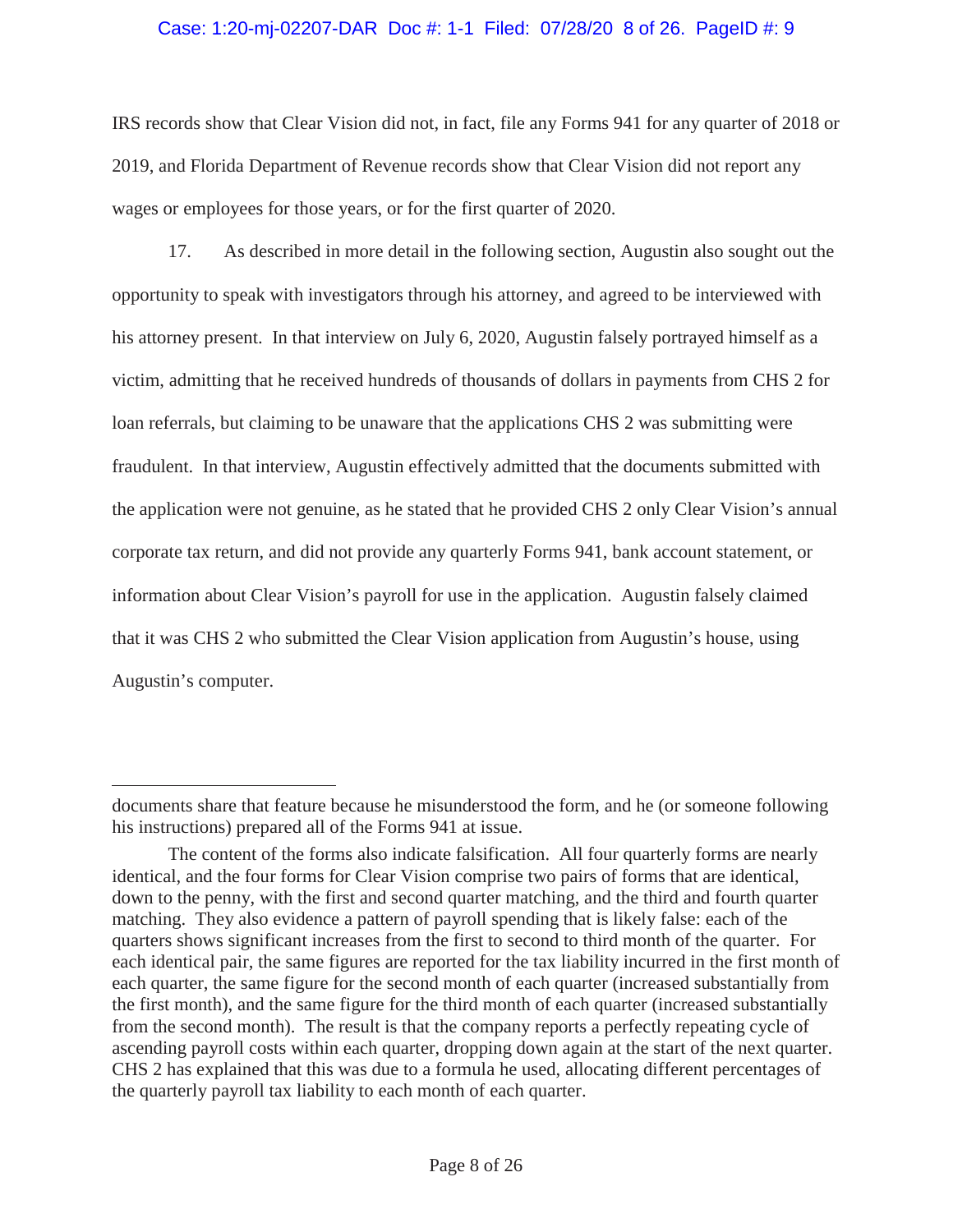IRS records show that Clear Vision did not, in fact, file any Forms 941 for any quarter of 2018 or 2019, and Florida Department of Revenue records show that Clear Vision did not report any wages or employees for those years, or for the first quarter of 2020.

17. As described in more detail in the following section, Augustin also sought out the opportunity to speak with investigators through his attorney, and agreed to be interviewed with his attorney present. In that interview on July 6, 2020, Augustin falsely portrayed himself as a victim, admitting that he received hundreds of thousands of dollars in payments from CHS 2 for loan referrals, but claiming to be unaware that the applications CHS 2 was submitting were fraudulent. In that interview, Augustin effectively admitted that the documents submitted with the application were not genuine, as he stated that he provided CHS 2 only Clear Vision's annual corporate tax return, and did not provide any quarterly Forms 941, bank account statement, or information about Clear Vision's payroll for use in the application. Augustin falsely claimed that it was CHS 2 who submitted the Clear Vision application from Augustin's house, using Augustin's computer.

---

documents share that feature because he misunderstood the form, and he (or someone following his instructions) prepared all of the Forms 941 at issue.

The content of the forms also indicate falsification. All four quarterly forms are nearly identical, and the four forms for Clear Vision comprise two pairs of forms that are identical, down to the penny, with the first and second quarter matching, and the third and fourth quarter matching. They also evidence a pattern of payroll spending that is likely false: each of the quarters shows significant increases from the first to second to third month of the quarter. For each identical pair, the same figures are reported for the tax liability incurred in the first month of each quarter, the same figure for the second month of each quarter (increased substantially from the first month), and the same figure for the third month of each quarter (increased substantially from the second month). The result is that the company reports a perfectly repeating cycle of ascending payroll costs within each quarter, dropping down again at the start of the next quarter. CHS 2 has explained that this was due to a formula he used, allocating different percentages of the quarterly payroll tax liability to each month of each quarter.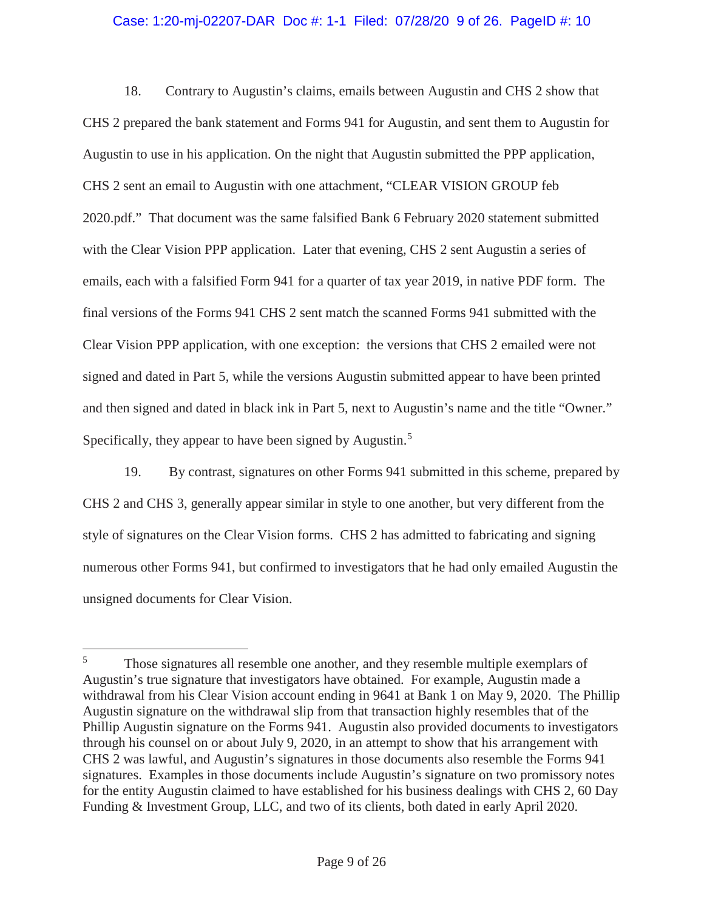18. Contrary to Augustin's claims, emails between Augustin and CHS 2 show that CHS 2 prepared the bank statement and Forms 941 for Augustin, and sent them to Augustin for Augustin to use in his application. On the night that Augustin submitted the PPP application, CHS 2 sent an email to Augustin with one attachment, "CLEAR VISION GROUP feb 2020.pdf." That document was the same falsified Bank 6 February 2020 statement submitted with the Clear Vision PPP application. Later that evening, CHS 2 sent Augustin a series of emails, each with a falsified Form 941 for a quarter of tax year 2019, in native PDF form. The final versions of the Forms 941 CHS 2 sent match the scanned Forms 941 submitted with the Clear Vision PPP application, with one exception: the versions that CHS 2 emailed were not signed and dated in Part 5, while the versions Augustin submitted appear to have been printed and then signed and dated in black ink in Part 5, next to Augustin's name and the title "Owner." Specifically, they appear to have been signed by Augustin.[5]

19. By contrast, signatures on other Forms 941 submitted in this scheme, prepared by CHS 2 and CHS 3, generally appear similar in style to one another, but very different from the style of signatures on the Clear Vision forms. CHS 2 has admitted to fabricating and signing numerous other Forms 941, but confirmed to investigators that he had only emailed Augustin the unsigned documents for Clear Vision.

---

[5] Those signatures all resemble one another, and they resemble multiple exemplars of Augustin's true signature that investigators have obtained. For example, Augustin made a withdrawal from his Clear Vision account ending in 9641 at Bank 1 on May 9, 2020. The Phillip Augustin signature on the withdrawal slip from that transaction highly resembles that of the Phillip Augustin signature on the Forms 941. Augustin also provided documents to investigators through his counsel on or about July 9, 2020, in an attempt to show that his arrangement with CHS 2 was lawful, and Augustin's signatures in those documents also resemble the Forms 941 signatures. Examples in those documents include Augustin's signature on two promissory notes for the entity Augustin claimed to have established for his business dealings with CHS 2, 60 Day Funding & Investment Group, LLC, and two of its clients, both dated in early April 2020.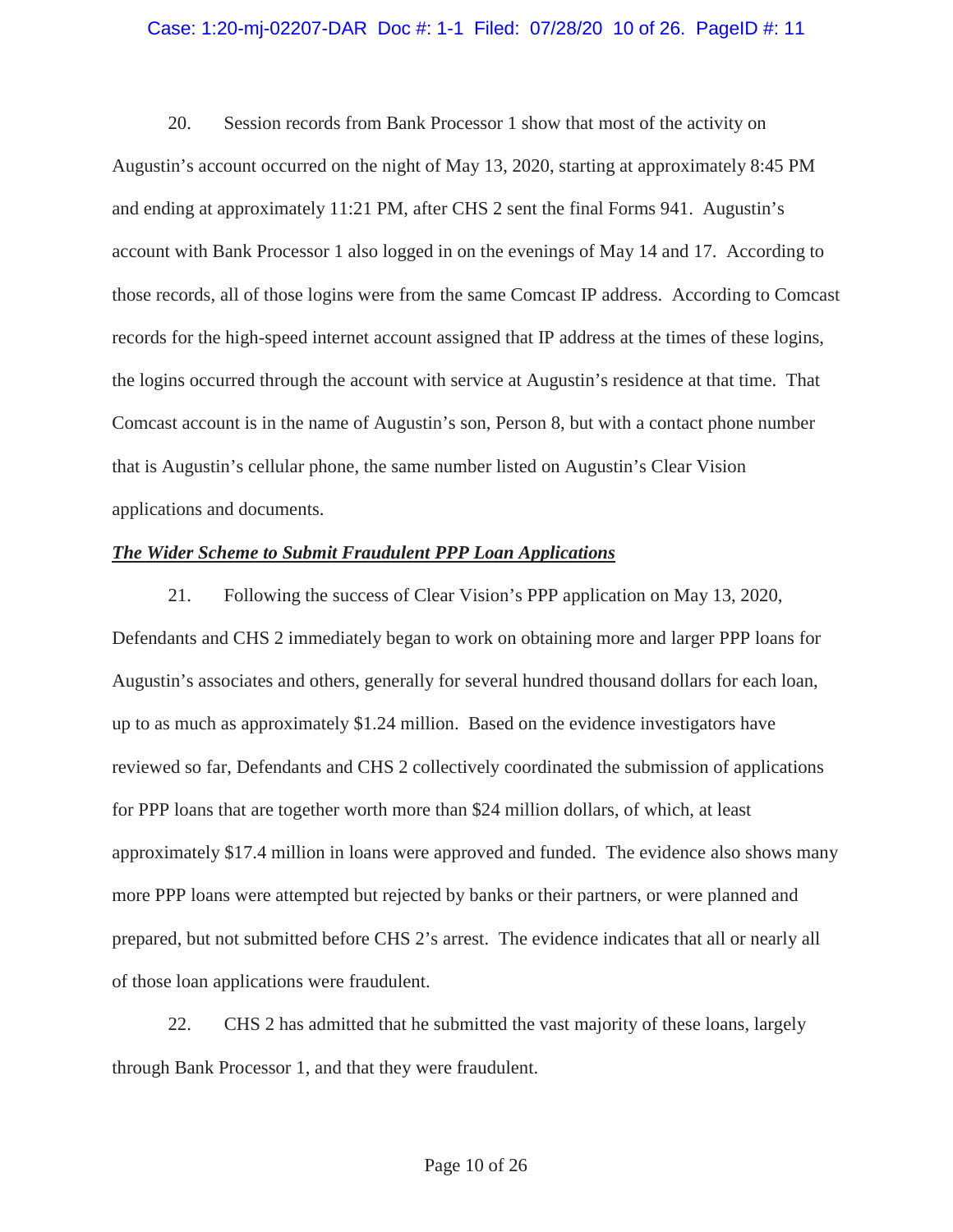20. Session records from Bank Processor 1 show that most of the activity on Augustin's account occurred on the night of May 13, 2020, starting at approximately 8:45 PM and ending at approximately 11:21 PM, after CHS 2 sent the final Forms 941. Augustin's account with Bank Processor 1 also logged in on the evenings of May 14 and 17. According to those records, all of those logins were from the same Comcast IP address. According to Comcast records for the high-speed internet account assigned that IP address at the times of these logins, the logins occurred through the account with service at Augustin's residence at that time. That Comcast account is in the name of Augustin's son, Person 8, but with a contact phone number that is Augustin's cellular phone, the same number listed on Augustin's Clear Vision applications and documents.

***The Wider Scheme to Submit Fraudulent PPP Loan Applications***

21. Following the success of Clear Vision's PPP application on May 13, 2020, Defendants and CHS 2 immediately began to work on obtaining more and larger PPP loans for Augustin's associates and others, generally for several hundred thousand dollars for each loan, up to as much as approximately $1.24 million. Based on the evidence investigators have reviewed so far, Defendants and CHS 2 collectively coordinated the submission of applications for PPP loans that are together worth more than $24 million dollars, of which, at least approximately $17.4 million in loans were approved and funded. The evidence also shows many more PPP loans were attempted but rejected by banks or their partners, or were planned and prepared, but not submitted before CHS 2's arrest. The evidence indicates that all or nearly all of those loan applications were fraudulent.

22. CHS 2 has admitted that he submitted the vast majority of these loans, largely through Bank Processor 1, and that they were fraudulent.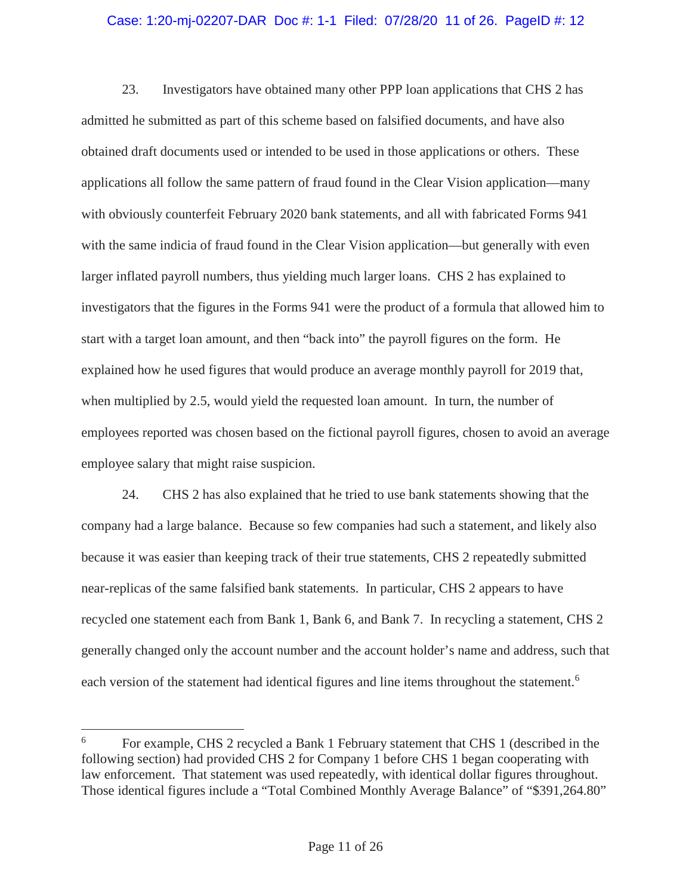23. Investigators have obtained many other PPP loan applications that CHS 2 has admitted he submitted as part of this scheme based on falsified documents, and have also obtained draft documents used or intended to be used in those applications or others. These applications all follow the same pattern of fraud found in the Clear Vision application—many with obviously counterfeit February 2020 bank statements, and all with fabricated Forms 941 with the same indicia of fraud found in the Clear Vision application—but generally with even larger inflated payroll numbers, thus yielding much larger loans. CHS 2 has explained to investigators that the figures in the Forms 941 were the product of a formula that allowed him to start with a target loan amount, and then "back into" the payroll figures on the form. He explained how he used figures that would produce an average monthly payroll for 2019 that, when multiplied by 2.5, would yield the requested loan amount. In turn, the number of employees reported was chosen based on the fictional payroll figures, chosen to avoid an average employee salary that might raise suspicion.

24. CHS 2 has also explained that he tried to use bank statements showing that the company had a large balance. Because so few companies had such a statement, and likely also because it was easier than keeping track of their true statements, CHS 2 repeatedly submitted near-replicas of the same falsified bank statements. In particular, CHS 2 appears to have recycled one statement each from Bank 1, Bank 6, and Bank 7. In recycling a statement, CHS 2 generally changed only the account number and the account holder's name and address, such that each version of the statement had identical figures and line items throughout the statement.[6]

---

[6] For example, CHS 2 recycled a Bank 1 February statement that CHS 1 (described in the following section) had provided CHS 2 for Company 1 before CHS 1 began cooperating with law enforcement. That statement was used repeatedly, with identical dollar figures throughout. Those identical figures include a "Total Combined Monthly Average Balance" of "$391,264.80"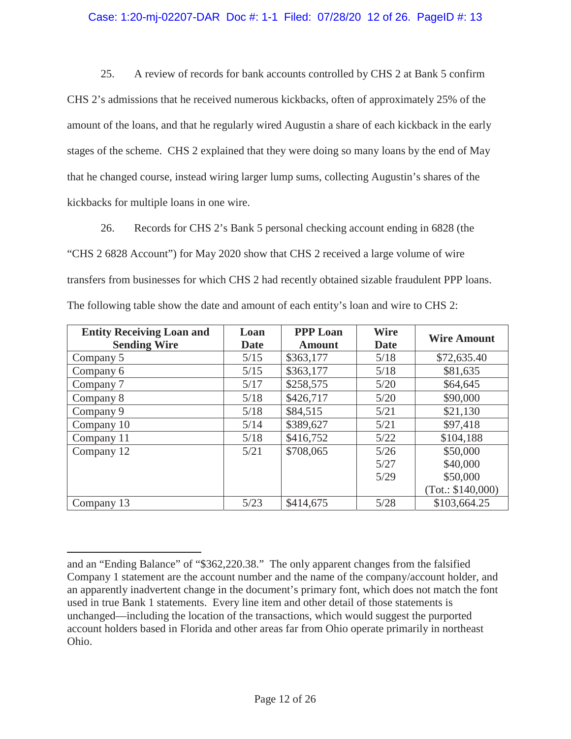25. A review of records for bank accounts controlled by CHS 2 at Bank 5 confirm CHS 2's admissions that he received numerous kickbacks, often of approximately 25% of the amount of the loans, and that he regularly wired Augustin a share of each kickback in the early stages of the scheme. CHS 2 explained that they were doing so many loans by the end of May that he changed course, instead wiring larger lump sums, collecting Augustin's shares of the kickbacks for multiple loans in one wire.

26. Records for CHS 2's Bank 5 personal checking account ending in 6828 (the "CHS 2 6828 Account") for May 2020 show that CHS 2 received a large volume of wire transfers from businesses for which CHS 2 had recently obtained sizable fraudulent PPP loans. The following table show the date and amount of each entity's loan and wire to CHS 2:

| Entity Receiving Loan and Sending Wire | Loan Date | PPP Loan Amount | Wire Date | Wire Amount |
|---|---|---|---|---|
| Company 5 | 5/15 | $363,177 | 5/18 | $72,635.40 |
| Company 6 | 5/15 | $363,177 | 5/18 | $81,635 |
| Company 7 | 5/17 | $258,575 | 5/20 | $64,645 |
| Company 8 | 5/18 | $426,717 | 5/20 | $90,000 |
| Company 9 | 5/18 | $84,515 | 5/21 | $21,130 |
| Company 10 | 5/14 | $389,627 | 5/21 | $97,418 |
| Company 11 | 5/18 | $416,752 | 5/22 | $104,188 |
| Company 12 | 5/21 | $708,065 | 5/26<br>5/27<br>5/29 | $50,000<br>$40,000<br>$50,000<br>(Tot.: $140,000) |
| Company 13 | 5/23 | $414,675 | 5/28 | $103,664.25 |

---

and an "Ending Balance" of "$362,220.38." The only apparent changes from the falsified Company 1 statement are the account number and the name of the company/account holder, and an apparently inadvertent change in the document's primary font, which does not match the font used in true Bank 1 statements. Every line item and other detail of those statements is unchanged—including the location of the transactions, which would suggest the purported account holders based in Florida and other areas far from Ohio operate primarily in northeast Ohio.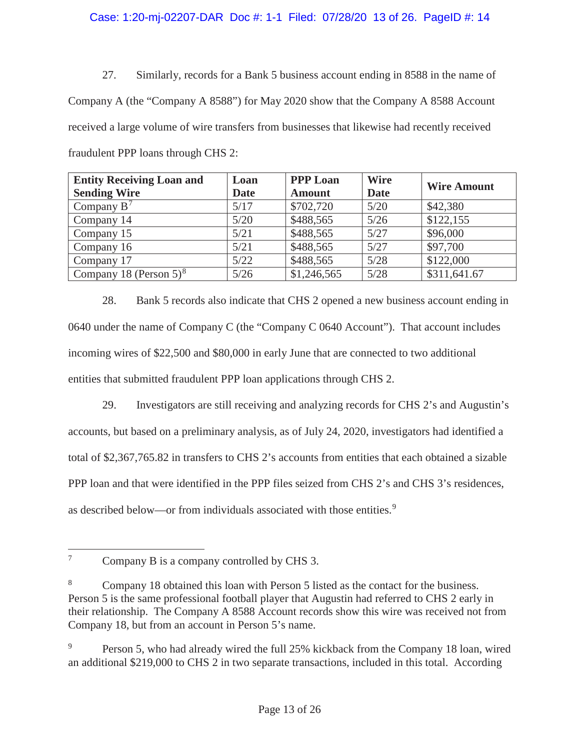27. Similarly, records for a Bank 5 business account ending in 8588 in the name of Company A (the "Company A 8588") for May 2020 show that the Company A 8588 Account received a large volume of wire transfers from businesses that likewise had recently received fraudulent PPP loans through CHS 2:

| Entity Receiving Loan and Sending Wire | Loan Date | PPP Loan Amount | Wire Date | Wire Amount |
|---|---|---|---|---|
| Company B[7] | 5/17 | $702,720 | 5/20 | $42,380 |
| Company 14 | 5/20 | $488,565 | 5/26 | $122,155 |
| Company 15 | 5/21 | $488,565 | 5/27 | $96,000 |
| Company 16 | 5/21 | $488,565 | 5/27 | $97,700 |
| Company 17 | 5/22 | $488,565 | 5/28 | $122,000 |
| Company 18 (Person 5)[8] | 5/26 | $1,246,565 | 5/28 | $311,641.67 |

28. Bank 5 records also indicate that CHS 2 opened a new business account ending in 0640 under the name of Company C (the "Company C 0640 Account"). That account includes incoming wires of $22,500 and $80,000 in early June that are connected to two additional entities that submitted fraudulent PPP loan applications through CHS 2.

29. Investigators are still receiving and analyzing records for CHS 2's and Augustin's accounts, but based on a preliminary analysis, as of July 24, 2020, investigators had identified a total of $2,367,765.82 in transfers to CHS 2's accounts from entities that each obtained a sizable PPP loan and that were identified in the PPP files seized from CHS 2's and CHS 3's residences, as described below—or from individuals associated with those entities.[9]

---

[7] Company B is a company controlled by CHS 3.

[8] Company 18 obtained this loan with Person 5 listed as the contact for the business. Person 5 is the same professional football player that Augustin had referred to CHS 2 early in their relationship. The Company A 8588 Account records show this wire was received not from Company 18, but from an account in Person 5's name.

[9] Person 5, who had already wired the full 25% kickback from the Company 18 loan, wired an additional $219,000 to CHS 2 in two separate transactions, included in this total. According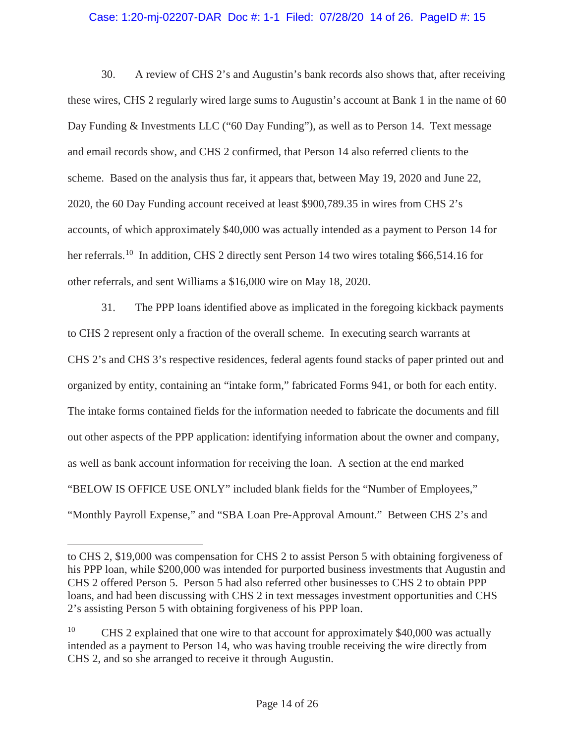30. A review of CHS 2's and Augustin's bank records also shows that, after receiving these wires, CHS 2 regularly wired large sums to Augustin's account at Bank 1 in the name of 60 Day Funding & Investments LLC ("60 Day Funding"), as well as to Person 14. Text message and email records show, and CHS 2 confirmed, that Person 14 also referred clients to the scheme. Based on the analysis thus far, it appears that, between May 19, 2020 and June 22, 2020, the 60 Day Funding account received at least $900,789.35 in wires from CHS 2's accounts, of which approximately $40,000 was actually intended as a payment to Person 14 for her referrals.[10] In addition, CHS 2 directly sent Person 14 two wires totaling $66,514.16 for other referrals, and sent Williams a $16,000 wire on May 18, 2020.

31. The PPP loans identified above as implicated in the foregoing kickback payments to CHS 2 represent only a fraction of the overall scheme. In executing search warrants at CHS 2's and CHS 3's respective residences, federal agents found stacks of paper printed out and organized by entity, containing an "intake form," fabricated Forms 941, or both for each entity. The intake forms contained fields for the information needed to fabricate the documents and fill out other aspects of the PPP application: identifying information about the owner and company, as well as bank account information for receiving the loan. A section at the end marked "BELOW IS OFFICE USE ONLY" included blank fields for the "Number of Employees," "Monthly Payroll Expense," and "SBA Loan Pre-Approval Amount." Between CHS 2's and

---

to CHS 2, $19,000 was compensation for CHS 2 to assist Person 5 with obtaining forgiveness of his PPP loan, while $200,000 was intended for purported business investments that Augustin and CHS 2 offered Person 5. Person 5 had also referred other businesses to CHS 2 to obtain PPP loans, and had been discussing with CHS 2 in text messages investment opportunities and CHS 2's assisting Person 5 with obtaining forgiveness of his PPP loan.

[10] CHS 2 explained that one wire to that account for approximately $40,000 was actually intended as a payment to Person 14, who was having trouble receiving the wire directly from CHS 2, and so she arranged to receive it through Augustin.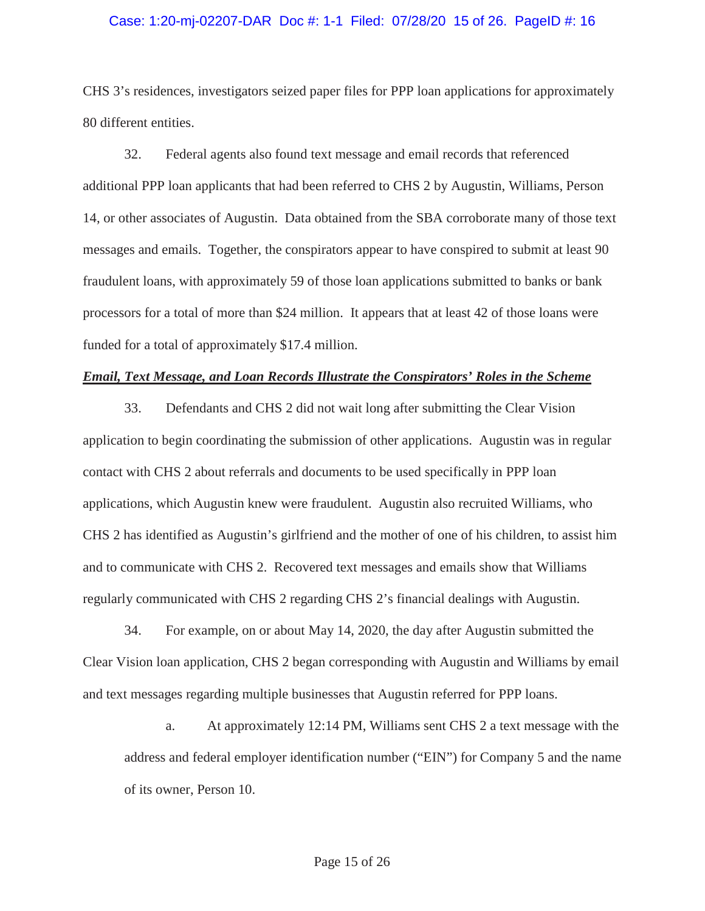CHS 3's residences, investigators seized paper files for PPP loan applications for approximately 80 different entities.

32. Federal agents also found text message and email records that referenced additional PPP loan applicants that had been referred to CHS 2 by Augustin, Williams, Person 14, or other associates of Augustin. Data obtained from the SBA corroborate many of those text messages and emails. Together, the conspirators appear to have conspired to submit at least 90 fraudulent loans, with approximately 59 of those loan applications submitted to banks or bank processors for a total of more than $24 million. It appears that at least 42 of those loans were funded for a total of approximately $17.4 million.

***Email, Text Message, and Loan Records Illustrate the Conspirators' Roles in the Scheme***

33. Defendants and CHS 2 did not wait long after submitting the Clear Vision application to begin coordinating the submission of other applications. Augustin was in regular contact with CHS 2 about referrals and documents to be used specifically in PPP loan applications, which Augustin knew were fraudulent. Augustin also recruited Williams, who CHS 2 has identified as Augustin's girlfriend and the mother of one of his children, to assist him and to communicate with CHS 2. Recovered text messages and emails show that Williams regularly communicated with CHS 2 regarding CHS 2's financial dealings with Augustin.

34. For example, on or about May 14, 2020, the day after Augustin submitted the Clear Vision loan application, CHS 2 began corresponding with Augustin and Williams by email and text messages regarding multiple businesses that Augustin referred for PPP loans.

a. At approximately 12:14 PM, Williams sent CHS 2 a text message with the address and federal employer identification number ("EIN") for Company 5 and the name of its owner, Person 10.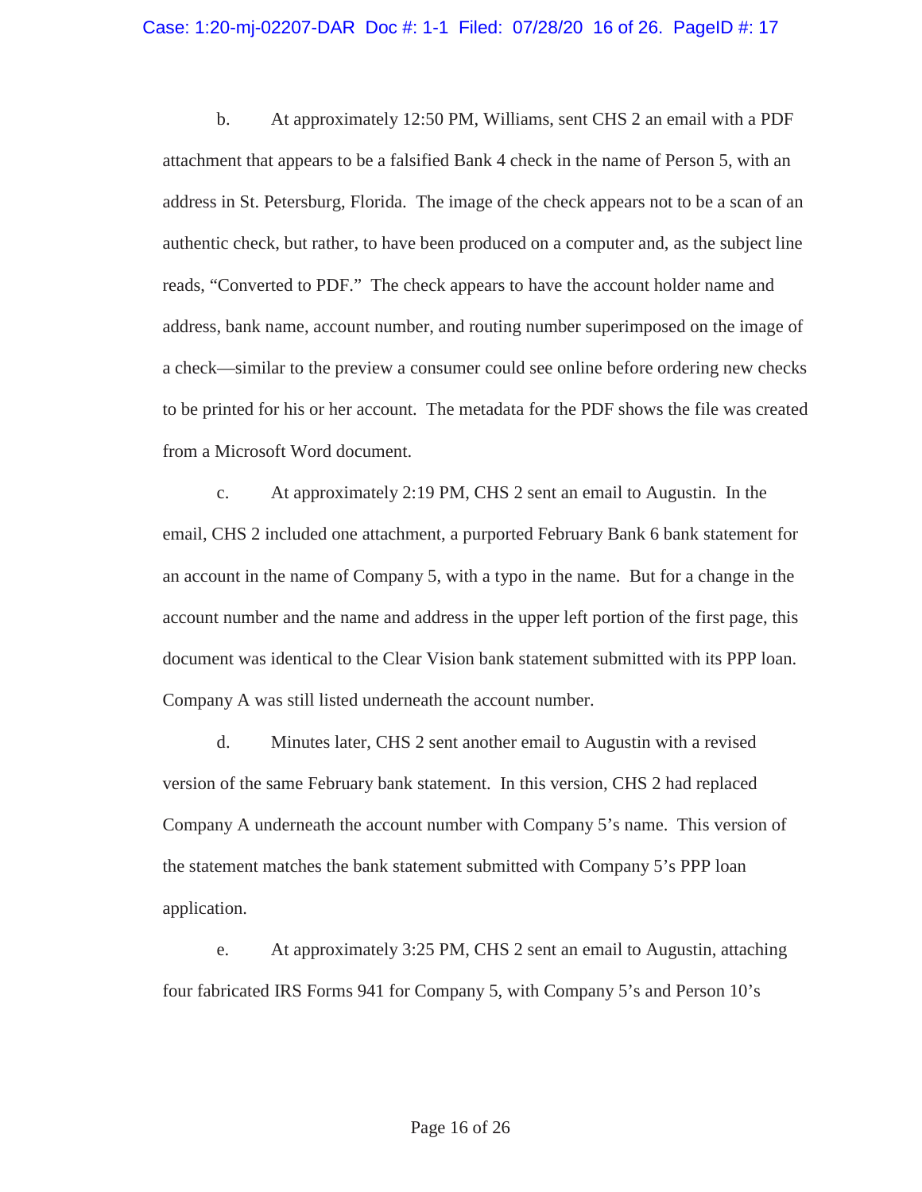b. At approximately 12:50 PM, Williams, sent CHS 2 an email with a PDF attachment that appears to be a falsified Bank 4 check in the name of Person 5, with an address in St. Petersburg, Florida. The image of the check appears not to be a scan of an authentic check, but rather, to have been produced on a computer and, as the subject line reads, "Converted to PDF." The check appears to have the account holder name and address, bank name, account number, and routing number superimposed on the image of a check—similar to the preview a consumer could see online before ordering new checks to be printed for his or her account. The metadata for the PDF shows the file was created from a Microsoft Word document.

c. At approximately 2:19 PM, CHS 2 sent an email to Augustin. In the email, CHS 2 included one attachment, a purported February Bank 6 bank statement for an account in the name of Company 5, with a typo in the name. But for a change in the account number and the name and address in the upper left portion of the first page, this document was identical to the Clear Vision bank statement submitted with its PPP loan. Company A was still listed underneath the account number.

d. Minutes later, CHS 2 sent another email to Augustin with a revised version of the same February bank statement. In this version, CHS 2 had replaced Company A underneath the account number with Company 5's name. This version of the statement matches the bank statement submitted with Company 5's PPP loan application.

e. At approximately 3:25 PM, CHS 2 sent an email to Augustin, attaching four fabricated IRS Forms 941 for Company 5, with Company 5's and Person 10's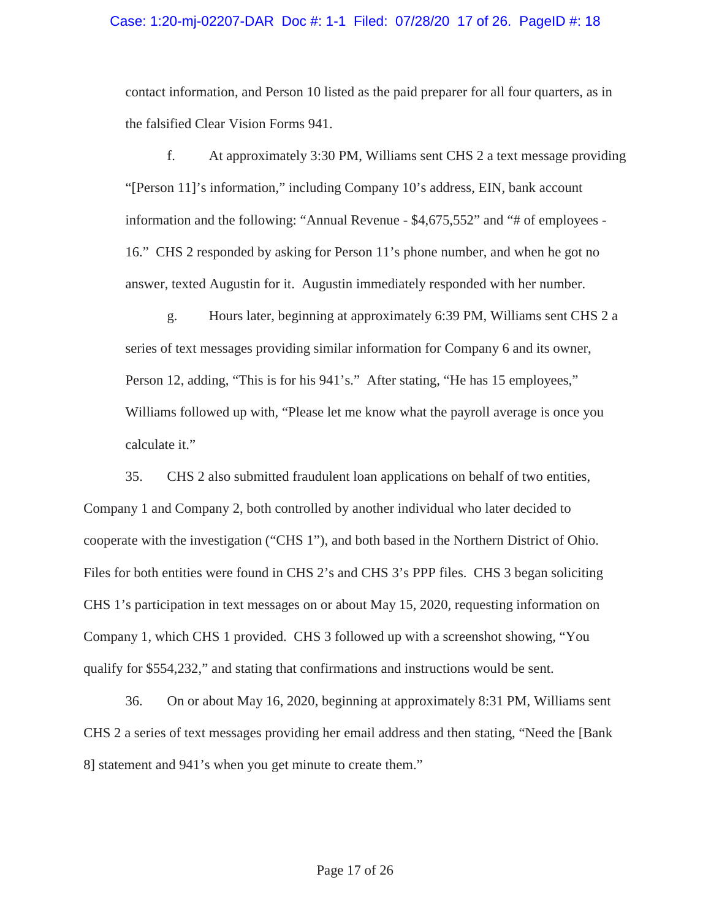contact information, and Person 10 listed as the paid preparer for all four quarters, as in the falsified Clear Vision Forms 941.

f. At approximately 3:30 PM, Williams sent CHS 2 a text message providing "[Person 11]'s information," including Company 10's address, EIN, bank account information and the following: "Annual Revenue - $4,675,552" and "# of employees - 16." CHS 2 responded by asking for Person 11's phone number, and when he got no answer, texted Augustin for it. Augustin immediately responded with her number.

g. Hours later, beginning at approximately 6:39 PM, Williams sent CHS 2 a series of text messages providing similar information for Company 6 and its owner, Person 12, adding, "This is for his 941's." After stating, "He has 15 employees," Williams followed up with, "Please let me know what the payroll average is once you calculate it."

35. CHS 2 also submitted fraudulent loan applications on behalf of two entities, Company 1 and Company 2, both controlled by another individual who later decided to cooperate with the investigation ("CHS 1"), and both based in the Northern District of Ohio. Files for both entities were found in CHS 2's and CHS 3's PPP files. CHS 3 began soliciting CHS 1's participation in text messages on or about May 15, 2020, requesting information on Company 1, which CHS 1 provided. CHS 3 followed up with a screenshot showing, "You qualify for $554,232," and stating that confirmations and instructions would be sent.

36. On or about May 16, 2020, beginning at approximately 8:31 PM, Williams sent CHS 2 a series of text messages providing her email address and then stating, "Need the [Bank 8] statement and 941's when you get minute to create them."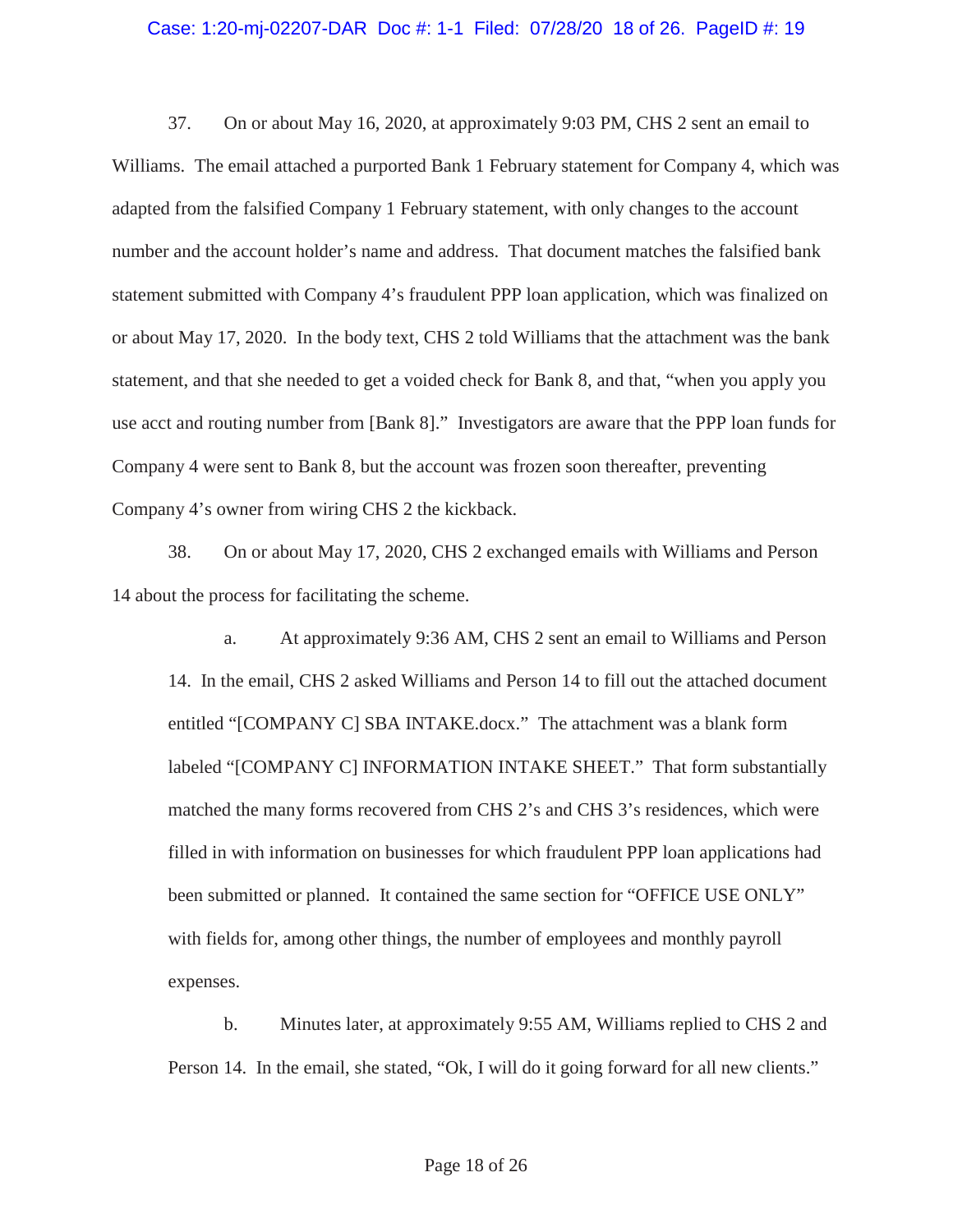37. On or about May 16, 2020, at approximately 9:03 PM, CHS 2 sent an email to Williams. The email attached a purported Bank 1 February statement for Company 4, which was adapted from the falsified Company 1 February statement, with only changes to the account number and the account holder's name and address. That document matches the falsified bank statement submitted with Company 4's fraudulent PPP loan application, which was finalized on or about May 17, 2020. In the body text, CHS 2 told Williams that the attachment was the bank statement, and that she needed to get a voided check for Bank 8, and that, "when you apply you use acct and routing number from [Bank 8]." Investigators are aware that the PPP loan funds for Company 4 were sent to Bank 8, but the account was frozen soon thereafter, preventing Company 4's owner from wiring CHS 2 the kickback.

38. On or about May 17, 2020, CHS 2 exchanged emails with Williams and Person 14 about the process for facilitating the scheme.

a. At approximately 9:36 AM, CHS 2 sent an email to Williams and Person 14. In the email, CHS 2 asked Williams and Person 14 to fill out the attached document entitled "[COMPANY C] SBA INTAKE.docx." The attachment was a blank form labeled "[COMPANY C] INFORMATION INTAKE SHEET." That form substantially matched the many forms recovered from CHS 2's and CHS 3's residences, which were filled in with information on businesses for which fraudulent PPP loan applications had been submitted or planned. It contained the same section for "OFFICE USE ONLY" with fields for, among other things, the number of employees and monthly payroll expenses.

b. Minutes later, at approximately 9:55 AM, Williams replied to CHS 2 and Person 14. In the email, she stated, "Ok, I will do it going forward for all new clients."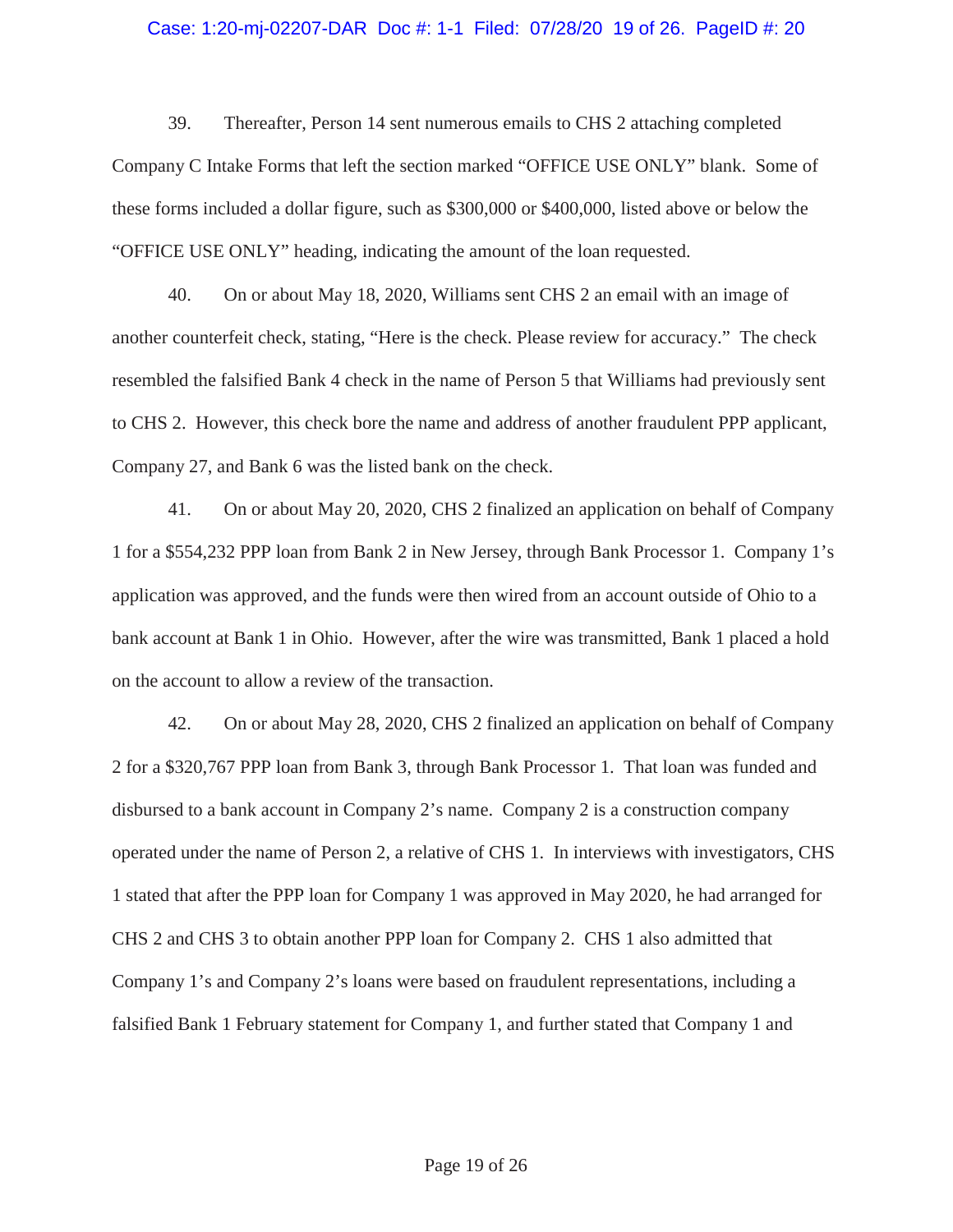39. Thereafter, Person 14 sent numerous emails to CHS 2 attaching completed Company C Intake Forms that left the section marked "OFFICE USE ONLY" blank. Some of these forms included a dollar figure, such as $300,000 or $400,000, listed above or below the "OFFICE USE ONLY" heading, indicating the amount of the loan requested.

40. On or about May 18, 2020, Williams sent CHS 2 an email with an image of another counterfeit check, stating, "Here is the check. Please review for accuracy." The check resembled the falsified Bank 4 check in the name of Person 5 that Williams had previously sent to CHS 2. However, this check bore the name and address of another fraudulent PPP applicant, Company 27, and Bank 6 was the listed bank on the check.

41. On or about May 20, 2020, CHS 2 finalized an application on behalf of Company 1 for a $554,232 PPP loan from Bank 2 in New Jersey, through Bank Processor 1. Company 1's application was approved, and the funds were then wired from an account outside of Ohio to a bank account at Bank 1 in Ohio. However, after the wire was transmitted, Bank 1 placed a hold on the account to allow a review of the transaction.

42. On or about May 28, 2020, CHS 2 finalized an application on behalf of Company 2 for a $320,767 PPP loan from Bank 3, through Bank Processor 1. That loan was funded and disbursed to a bank account in Company 2's name. Company 2 is a construction company operated under the name of Person 2, a relative of CHS 1. In interviews with investigators, CHS 1 stated that after the PPP loan for Company 1 was approved in May 2020, he had arranged for CHS 2 and CHS 3 to obtain another PPP loan for Company 2. CHS 1 also admitted that Company 1's and Company 2's loans were based on fraudulent representations, including a falsified Bank 1 February statement for Company 1, and further stated that Company 1 and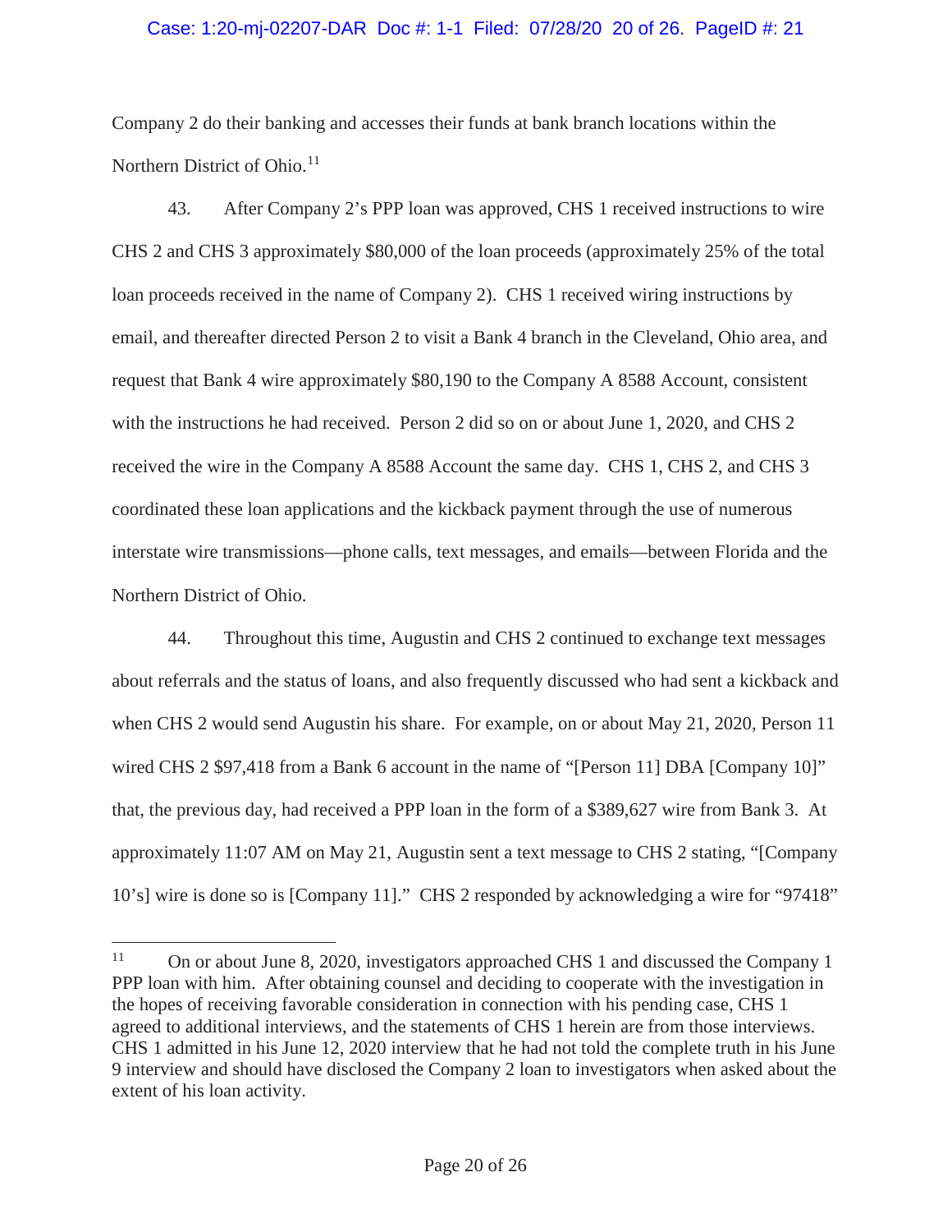Company 2 do their banking and accesses their funds at bank branch locations within the Northern District of Ohio.[11]

43. After Company 2's PPP loan was approved, CHS 1 received instructions to wire CHS 2 and CHS 3 approximately $80,000 of the loan proceeds (approximately 25% of the total loan proceeds received in the name of Company 2). CHS 1 received wiring instructions by email, and thereafter directed Person 2 to visit a Bank 4 branch in the Cleveland, Ohio area, and request that Bank 4 wire approximately $80,190 to the Company A 8588 Account, consistent with the instructions he had received. Person 2 did so on or about June 1, 2020, and CHS 2 received the wire in the Company A 8588 Account the same day. CHS 1, CHS 2, and CHS 3 coordinated these loan applications and the kickback payment through the use of numerous interstate wire transmissions—phone calls, text messages, and emails—between Florida and the Northern District of Ohio.

44. Throughout this time, Augustin and CHS 2 continued to exchange text messages about referrals and the status of loans, and also frequently discussed who had sent a kickback and when CHS 2 would send Augustin his share. For example, on or about May 21, 2020, Person 11 wired CHS 2 $97,418 from a Bank 6 account in the name of "[Person 11] DBA [Company 10]" that, the previous day, had received a PPP loan in the form of a $389,627 wire from Bank 3. At approximately 11:07 AM on May 21, Augustin sent a text message to CHS 2 stating, "[Company 10's] wire is done so is [Company 11]." CHS 2 responded by acknowledging a wire for "97418"

[11] On or about June 8, 2020, investigators approached CHS 1 and discussed the Company 1 PPP loan with him. After obtaining counsel and deciding to cooperate with the investigation in the hopes of receiving favorable consideration in connection with his pending case, CHS 1 agreed to additional interviews, and the statements of CHS 1 herein are from those interviews. CHS 1 admitted in his June 12, 2020 interview that he had not told the complete truth in his June 9 interview and should have disclosed the Company 2 loan to investigators when asked about the extent of his loan activity.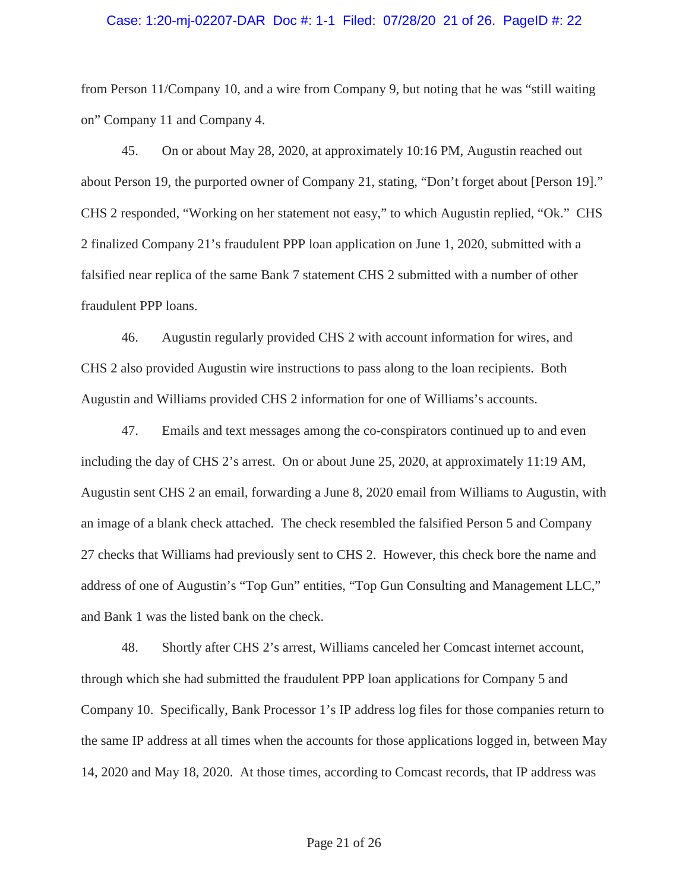from Person 11/Company 10, and a wire from Company 9, but noting that he was "still waiting on" Company 11 and Company 4.

45. On or about May 28, 2020, at approximately 10:16 PM, Augustin reached out about Person 19, the purported owner of Company 21, stating, "Don't forget about [Person 19]." CHS 2 responded, "Working on her statement not easy," to which Augustin replied, "Ok." CHS 2 finalized Company 21's fraudulent PPP loan application on June 1, 2020, submitted with a falsified near replica of the same Bank 7 statement CHS 2 submitted with a number of other fraudulent PPP loans.

46. Augustin regularly provided CHS 2 with account information for wires, and CHS 2 also provided Augustin wire instructions to pass along to the loan recipients. Both Augustin and Williams provided CHS 2 information for one of Williams's accounts.

47. Emails and text messages among the co-conspirators continued up to and even including the day of CHS 2's arrest. On or about June 25, 2020, at approximately 11:19 AM, Augustin sent CHS 2 an email, forwarding a June 8, 2020 email from Williams to Augustin, with an image of a blank check attached. The check resembled the falsified Person 5 and Company 27 checks that Williams had previously sent to CHS 2. However, this check bore the name and address of one of Augustin's "Top Gun" entities, "Top Gun Consulting and Management LLC," and Bank 1 was the listed bank on the check.

48. Shortly after CHS 2's arrest, Williams canceled her Comcast internet account, through which she had submitted the fraudulent PPP loan applications for Company 5 and Company 10. Specifically, Bank Processor 1's IP address log files for those companies return to the same IP address at all times when the accounts for those applications logged in, between May 14, 2020 and May 18, 2020. At those times, according to Comcast records, that IP address was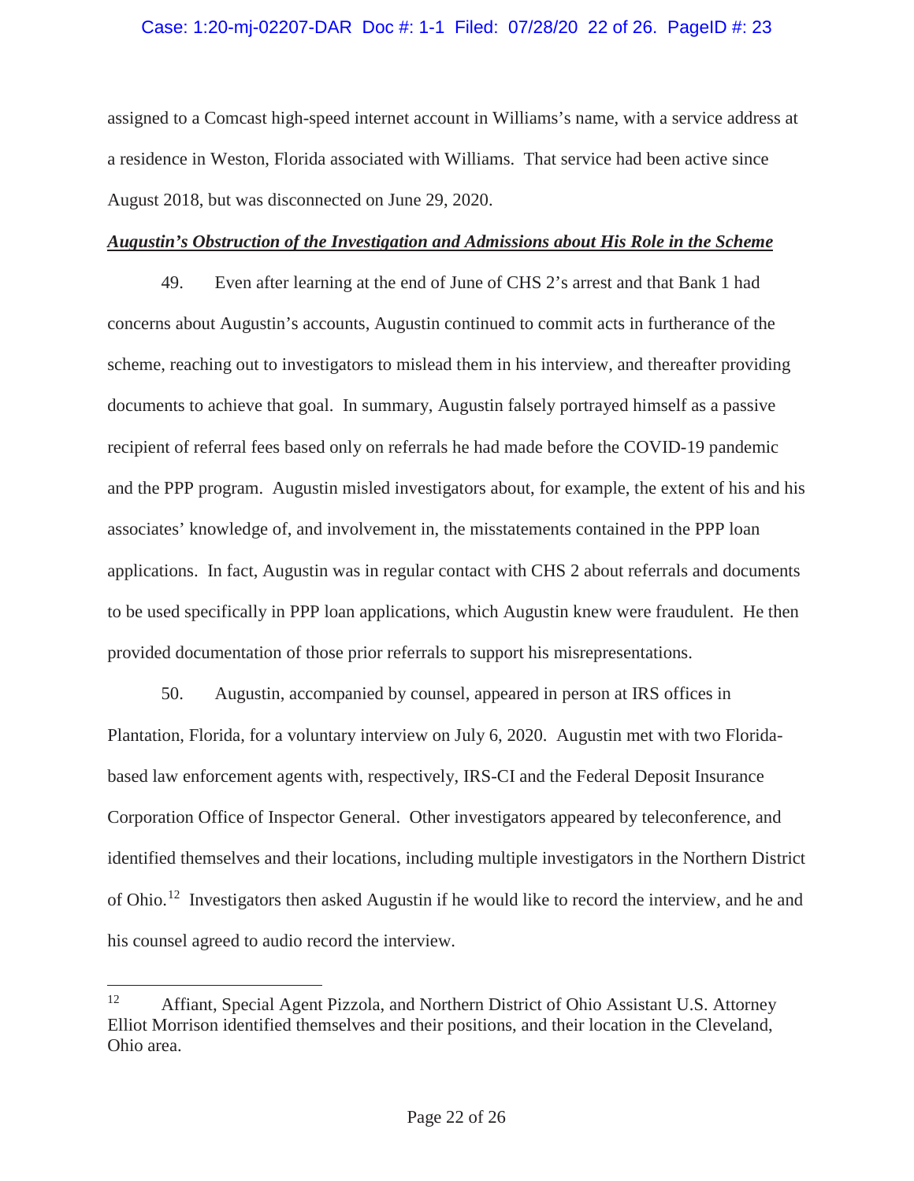assigned to a Comcast high-speed internet account in Williams's name, with a service address at a residence in Weston, Florida associated with Williams. That service had been active since August 2018, but was disconnected on June 29, 2020.

***Augustin's Obstruction of the Investigation and Admissions about His Role in the Scheme***

49. Even after learning at the end of June of CHS 2's arrest and that Bank 1 had concerns about Augustin's accounts, Augustin continued to commit acts in furtherance of the scheme, reaching out to investigators to mislead them in his interview, and thereafter providing documents to achieve that goal. In summary, Augustin falsely portrayed himself as a passive recipient of referral fees based only on referrals he had made before the COVID-19 pandemic and the PPP program. Augustin misled investigators about, for example, the extent of his and his associates' knowledge of, and involvement in, the misstatements contained in the PPP loan applications. In fact, Augustin was in regular contact with CHS 2 about referrals and documents to be used specifically in PPP loan applications, which Augustin knew were fraudulent. He then provided documentation of those prior referrals to support his misrepresentations.

50. Augustin, accompanied by counsel, appeared in person at IRS offices in Plantation, Florida, for a voluntary interview on July 6, 2020. Augustin met with two Florida-based law enforcement agents with, respectively, IRS-CI and the Federal Deposit Insurance Corporation Office of Inspector General. Other investigators appeared by teleconference, and identified themselves and their locations, including multiple investigators in the Northern District of Ohio.[12] Investigators then asked Augustin if he would like to record the interview, and he and his counsel agreed to audio record the interview.

---

[12] Affiant, Special Agent Pizzola, and Northern District of Ohio Assistant U.S. Attorney Elliot Morrison identified themselves and their positions, and their location in the Cleveland, Ohio area.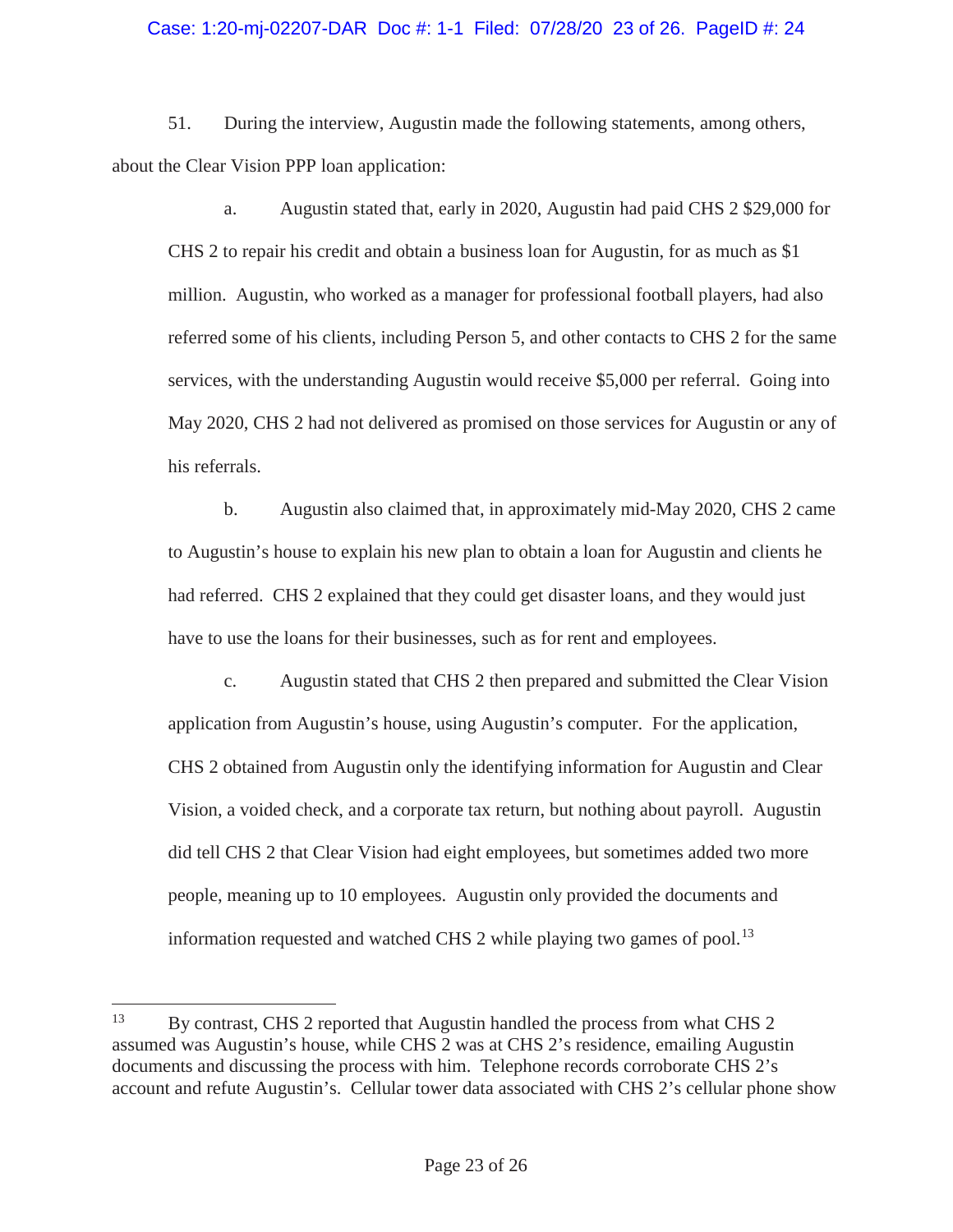51. During the interview, Augustin made the following statements, among others, about the Clear Vision PPP loan application:

a. Augustin stated that, early in 2020, Augustin had paid CHS 2 $29,000 for CHS 2 to repair his credit and obtain a business loan for Augustin, for as much as $1 million. Augustin, who worked as a manager for professional football players, had also referred some of his clients, including Person 5, and other contacts to CHS 2 for the same services, with the understanding Augustin would receive $5,000 per referral. Going into May 2020, CHS 2 had not delivered as promised on those services for Augustin or any of his referrals.

b. Augustin also claimed that, in approximately mid-May 2020, CHS 2 came to Augustin's house to explain his new plan to obtain a loan for Augustin and clients he had referred. CHS 2 explained that they could get disaster loans, and they would just have to use the loans for their businesses, such as for rent and employees.

c. Augustin stated that CHS 2 then prepared and submitted the Clear Vision application from Augustin's house, using Augustin's computer. For the application, CHS 2 obtained from Augustin only the identifying information for Augustin and Clear Vision, a voided check, and a corporate tax return, but nothing about payroll. Augustin did tell CHS 2 that Clear Vision had eight employees, but sometimes added two more people, meaning up to 10 employees. Augustin only provided the documents and information requested and watched CHS 2 while playing two games of pool.[13]

---

[13] By contrast, CHS 2 reported that Augustin handled the process from what CHS 2 assumed was Augustin's house, while CHS 2 was at CHS 2's residence, emailing Augustin documents and discussing the process with him. Telephone records corroborate CHS 2's account and refute Augustin's. Cellular tower data associated with CHS 2's cellular phone show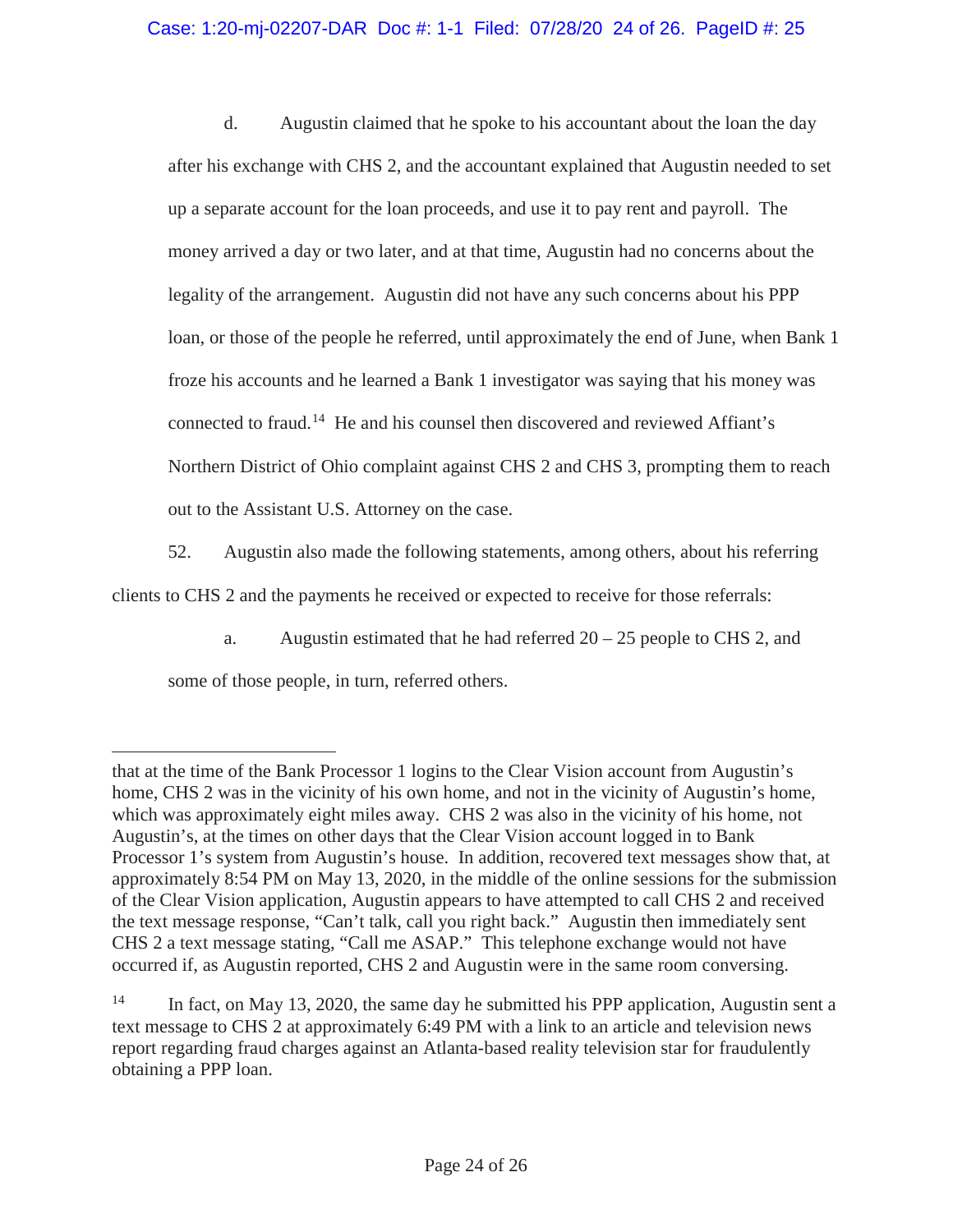d. Augustin claimed that he spoke to his accountant about the loan the day after his exchange with CHS 2, and the accountant explained that Augustin needed to set up a separate account for the loan proceeds, and use it to pay rent and payroll. The money arrived a day or two later, and at that time, Augustin had no concerns about the legality of the arrangement. Augustin did not have any such concerns about his PPP loan, or those of the people he referred, until approximately the end of June, when Bank 1 froze his accounts and he learned a Bank 1 investigator was saying that his money was connected to fraud.[14] He and his counsel then discovered and reviewed Affiant's Northern District of Ohio complaint against CHS 2 and CHS 3, prompting them to reach out to the Assistant U.S. Attorney on the case.

52. Augustin also made the following statements, among others, about his referring clients to CHS 2 and the payments he received or expected to receive for those referrals:

a. Augustin estimated that he had referred 20 – 25 people to CHS 2, and some of those people, in turn, referred others.

---

that at the time of the Bank Processor 1 logins to the Clear Vision account from Augustin's home, CHS 2 was in the vicinity of his own home, and not in the vicinity of Augustin's home, which was approximately eight miles away. CHS 2 was also in the vicinity of his home, not Augustin's, at the times on other days that the Clear Vision account logged in to Bank Processor 1's system from Augustin's house. In addition, recovered text messages show that, at approximately 8:54 PM on May 13, 2020, in the middle of the online sessions for the submission of the Clear Vision application, Augustin appears to have attempted to call CHS 2 and received the text message response, "Can't talk, call you right back." Augustin then immediately sent CHS 2 a text message stating, "Call me ASAP." This telephone exchange would not have occurred if, as Augustin reported, CHS 2 and Augustin were in the same room conversing.

[14] In fact, on May 13, 2020, the same day he submitted his PPP application, Augustin sent a text message to CHS 2 at approximately 6:49 PM with a link to an article and television news report regarding fraud charges against an Atlanta-based reality television star for fraudulently obtaining a PPP loan.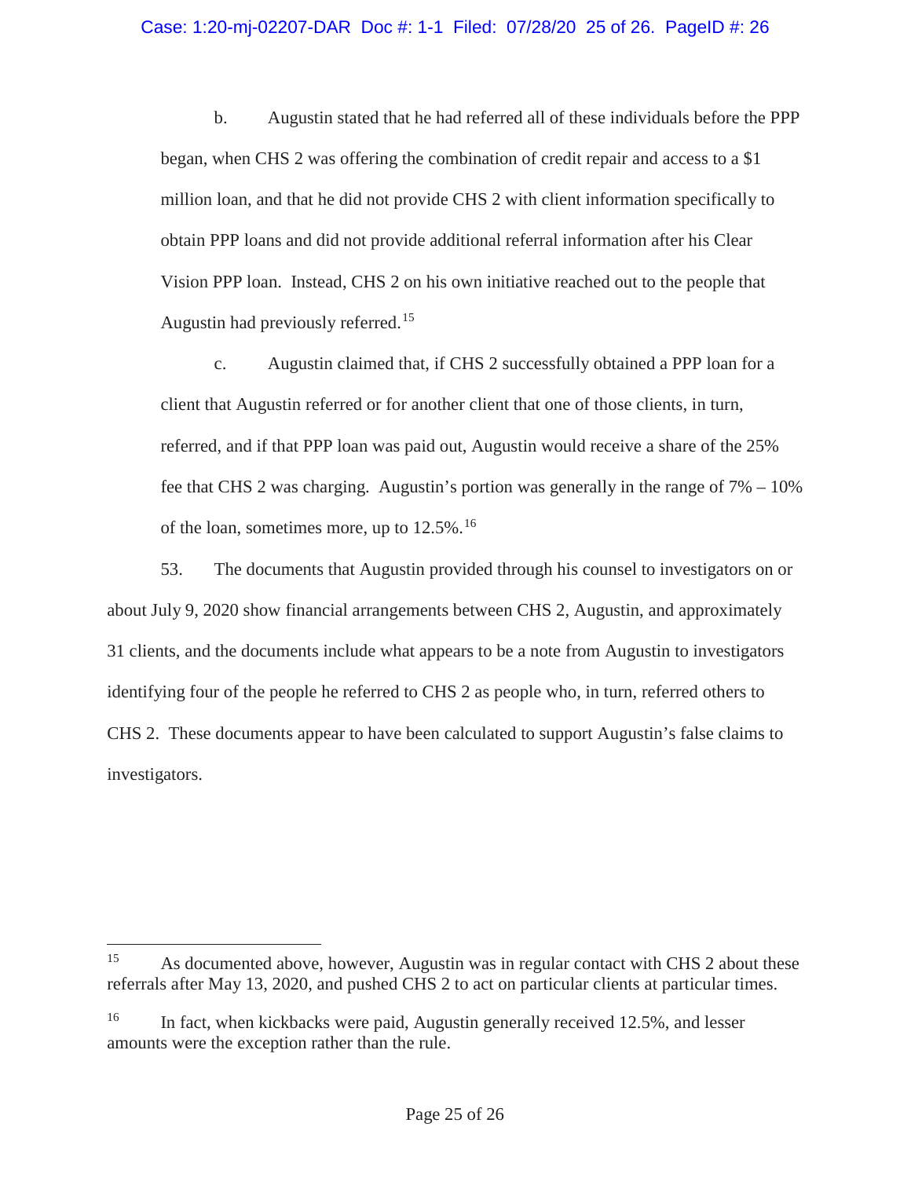b. Augustin stated that he had referred all of these individuals before the PPP began, when CHS 2 was offering the combination of credit repair and access to a $1 million loan, and that he did not provide CHS 2 with client information specifically to obtain PPP loans and did not provide additional referral information after his Clear Vision PPP loan. Instead, CHS 2 on his own initiative reached out to the people that Augustin had previously referred.[15]

c. Augustin claimed that, if CHS 2 successfully obtained a PPP loan for a client that Augustin referred or for another client that one of those clients, in turn, referred, and if that PPP loan was paid out, Augustin would receive a share of the 25% fee that CHS 2 was charging. Augustin's portion was generally in the range of 7% – 10% of the loan, sometimes more, up to 12.5%.[16]

53. The documents that Augustin provided through his counsel to investigators on or about July 9, 2020 show financial arrangements between CHS 2, Augustin, and approximately 31 clients, and the documents include what appears to be a note from Augustin to investigators identifying four of the people he referred to CHS 2 as people who, in turn, referred others to CHS 2. These documents appear to have been calculated to support Augustin's false claims to investigators.

---

[15] As documented above, however, Augustin was in regular contact with CHS 2 about these referrals after May 13, 2020, and pushed CHS 2 to act on particular clients at particular times.

[16] In fact, when kickbacks were paid, Augustin generally received 12.5%, and lesser amounts were the exception rather than the rule.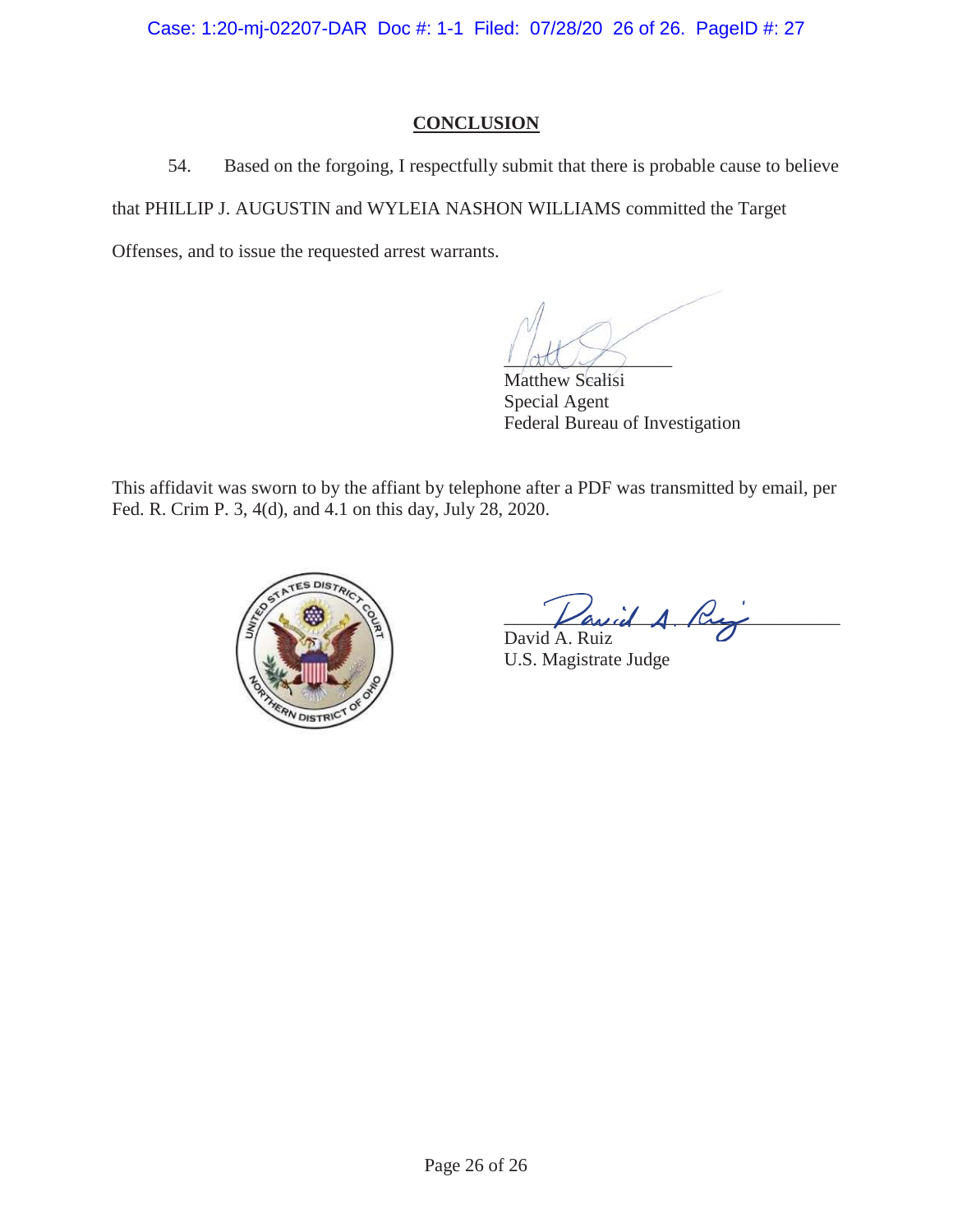## CONCLUSION

54. Based on the forgoing, I respectfully submit that there is probable cause to believe that PHILLIP J. AUGUSTIN and WYLEIA NASHON WILLIAMS committed the Target Offenses, and to issue the requested arrest warrants.

Matthew Scalisi
Special Agent
Federal Bureau of Investigation

This affidavit was sworn to by the affiant by telephone after a PDF was transmitted by email, per Fed. R. Crim P. 3, 4(d), and 4.1 on this day, July 28, 2020.

David A. Ruiz
U.S. Magistrate Judge